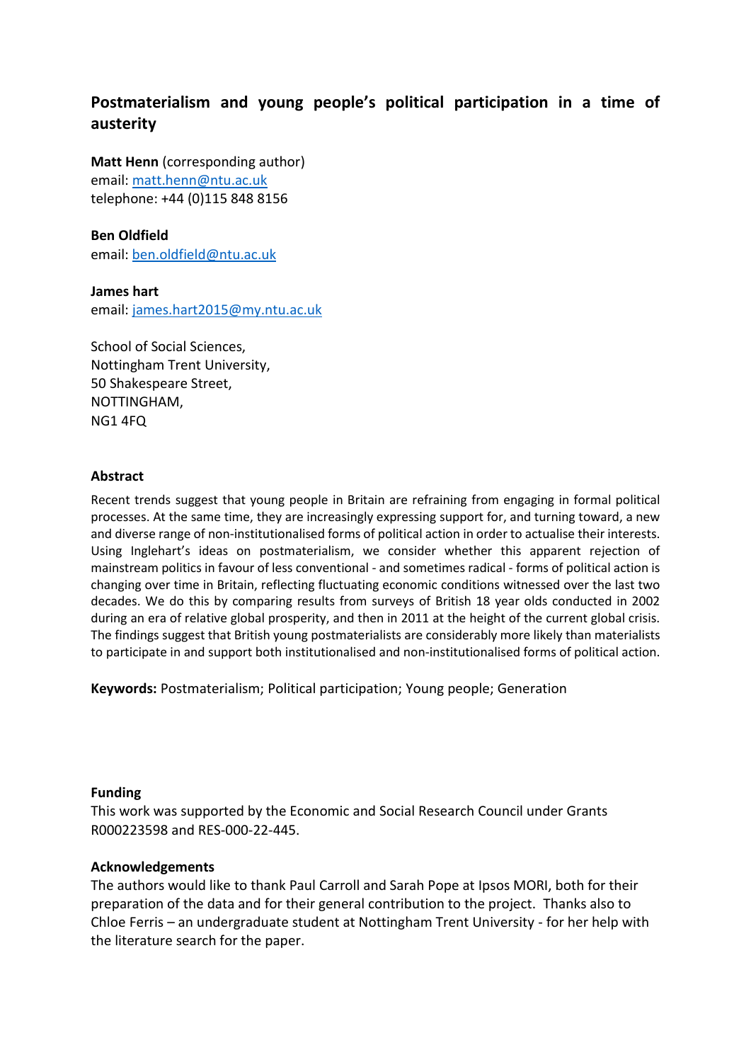# Postmaterialism and young people's political participation in a time of austerity

**Matt Henn** (corresponding author)
email: matt.henn@ntu.ac.uk
telephone: +44 (0)115 848 8156

**Ben Oldfield**
email: ben.oldfield@ntu.ac.uk

**James hart**
email: james.hart2015@my.ntu.ac.uk

School of Social Sciences,
Nottingham Trent University,
50 Shakespeare Street,
NOTTINGHAM,
NG1 4FQ

## Abstract

Recent trends suggest that young people in Britain are refraining from engaging in formal political processes. At the same time, they are increasingly expressing support for, and turning toward, a new and diverse range of non-institutionalised forms of political action in order to actualise their interests. Using Inglehart's ideas on postmaterialism, we consider whether this apparent rejection of mainstream politics in favour of less conventional - and sometimes radical - forms of political action is changing over time in Britain, reflecting fluctuating economic conditions witnessed over the last two decades. We do this by comparing results from surveys of British 18 year olds conducted in 2002 during an era of relative global prosperity, and then in 2011 at the height of the current global crisis. The findings suggest that British young postmaterialists are considerably more likely than materialists to participate in and support both institutionalised and non-institutionalised forms of political action.

**Keywords:** Postmaterialism; Political participation; Young people; Generation

## Funding

This work was supported by the Economic and Social Research Council under Grants R000223598 and RES-000-22-445.

## Acknowledgements

The authors would like to thank Paul Carroll and Sarah Pope at Ipsos MORI, both for their preparation of the data and for their general contribution to the project. Thanks also to Chloe Ferris – an undergraduate student at Nottingham Trent University - for her help with the literature search for the paper.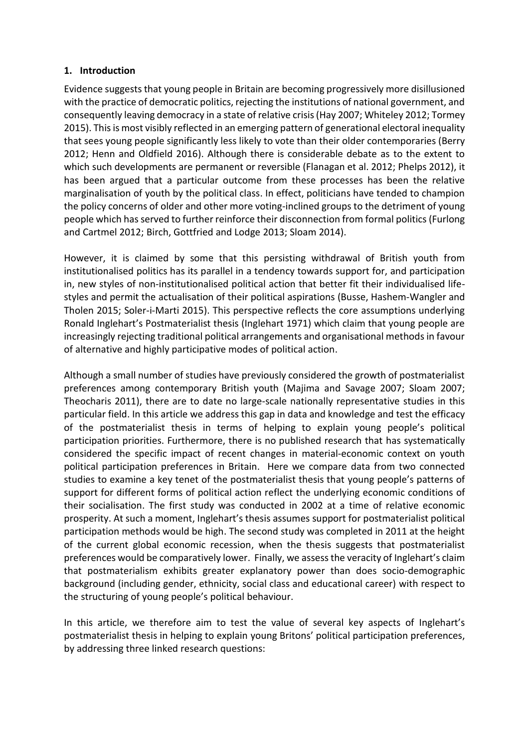## 1. Introduction

Evidence suggests that young people in Britain are becoming progressively more disillusioned with the practice of democratic politics, rejecting the institutions of national government, and consequently leaving democracy in a state of relative crisis (Hay 2007; Whiteley 2012; Tormey 2015). This is most visibly reflected in an emerging pattern of generational electoral inequality that sees young people significantly less likely to vote than their older contemporaries (Berry 2012; Henn and Oldfield 2016). Although there is considerable debate as to the extent to which such developments are permanent or reversible (Flanagan et al. 2012; Phelps 2012), it has been argued that a particular outcome from these processes has been the relative marginalisation of youth by the political class. In effect, politicians have tended to champion the policy concerns of older and other more voting-inclined groups to the detriment of young people which has served to further reinforce their disconnection from formal politics (Furlong and Cartmel 2012; Birch, Gottfried and Lodge 2013; Sloam 2014).

However, it is claimed by some that this persisting withdrawal of British youth from institutionalised politics has its parallel in a tendency towards support for, and participation in, new styles of non-institutionalised political action that better fit their individualised life-styles and permit the actualisation of their political aspirations (Busse, Hashem-Wangler and Tholen 2015; Soler-i-Marti 2015). This perspective reflects the core assumptions underlying Ronald Inglehart's Postmaterialist thesis (Inglehart 1971) which claim that young people are increasingly rejecting traditional political arrangements and organisational methods in favour of alternative and highly participative modes of political action.

Although a small number of studies have previously considered the growth of postmaterialist preferences among contemporary British youth (Majima and Savage 2007; Sloam 2007; Theocharis 2011), there are to date no large-scale nationally representative studies in this particular field. In this article we address this gap in data and knowledge and test the efficacy of the postmaterialist thesis in terms of helping to explain young people's political participation priorities. Furthermore, there is no published research that has systematically considered the specific impact of recent changes in material-economic context on youth political participation preferences in Britain. Here we compare data from two connected studies to examine a key tenet of the postmaterialist thesis that young people's patterns of support for different forms of political action reflect the underlying economic conditions of their socialisation. The first study was conducted in 2002 at a time of relative economic prosperity. At such a moment, Inglehart's thesis assumes support for postmaterialist political participation methods would be high. The second study was completed in 2011 at the height of the current global economic recession, when the thesis suggests that postmaterialist preferences would be comparatively lower. Finally, we assess the veracity of Inglehart's claim that postmaterialism exhibits greater explanatory power than does socio-demographic background (including gender, ethnicity, social class and educational career) with respect to the structuring of young people's political behaviour.

In this article, we therefore aim to test the value of several key aspects of Inglehart's postmaterialist thesis in helping to explain young Britons' political participation preferences, by addressing three linked research questions: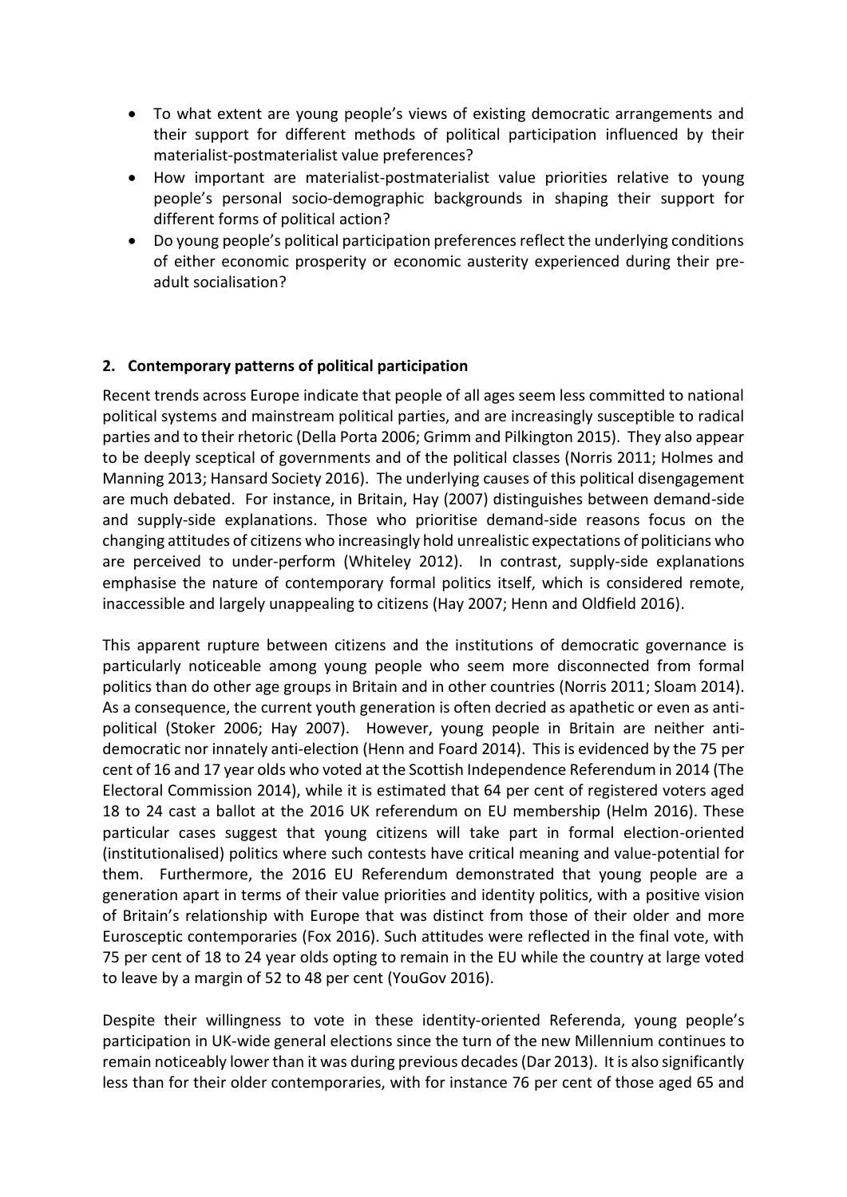- To what extent are young people's views of existing democratic arrangements and their support for different methods of political participation influenced by their materialist-postmaterialist value preferences?
- How important are materialist-postmaterialist value priorities relative to young people's personal socio-demographic backgrounds in shaping their support for different forms of political action?
- Do young people's political participation preferences reflect the underlying conditions of either economic prosperity or economic austerity experienced during their pre-adult socialisation?

## 2. Contemporary patterns of political participation

Recent trends across Europe indicate that people of all ages seem less committed to national political systems and mainstream political parties, and are increasingly susceptible to radical parties and to their rhetoric (Della Porta 2006; Grimm and Pilkington 2015). They also appear to be deeply sceptical of governments and of the political classes (Norris 2011; Holmes and Manning 2013; Hansard Society 2016). The underlying causes of this political disengagement are much debated. For instance, in Britain, Hay (2007) distinguishes between demand-side and supply-side explanations. Those who prioritise demand-side reasons focus on the changing attitudes of citizens who increasingly hold unrealistic expectations of politicians who are perceived to under-perform (Whiteley 2012). In contrast, supply-side explanations emphasise the nature of contemporary formal politics itself, which is considered remote, inaccessible and largely unappealing to citizens (Hay 2007; Henn and Oldfield 2016).

This apparent rupture between citizens and the institutions of democratic governance is particularly noticeable among young people who seem more disconnected from formal politics than do other age groups in Britain and in other countries (Norris 2011; Sloam 2014). As a consequence, the current youth generation is often decried as apathetic or even as anti-political (Stoker 2006; Hay 2007). However, young people in Britain are neither anti-democratic nor innately anti-election (Henn and Foard 2014). This is evidenced by the 75 per cent of 16 and 17 year olds who voted at the Scottish Independence Referendum in 2014 (The Electoral Commission 2014), while it is estimated that 64 per cent of registered voters aged 18 to 24 cast a ballot at the 2016 UK referendum on EU membership (Helm 2016). These particular cases suggest that young citizens will take part in formal election-oriented (institutionalised) politics where such contests have critical meaning and value-potential for them. Furthermore, the 2016 EU Referendum demonstrated that young people are a generation apart in terms of their value priorities and identity politics, with a positive vision of Britain's relationship with Europe that was distinct from those of their older and more Eurosceptic contemporaries (Fox 2016). Such attitudes were reflected in the final vote, with 75 per cent of 18 to 24 year olds opting to remain in the EU while the country at large voted to leave by a margin of 52 to 48 per cent (YouGov 2016).

Despite their willingness to vote in these identity-oriented Referenda, young people's participation in UK-wide general elections since the turn of the new Millennium continues to remain noticeably lower than it was during previous decades (Dar 2013). It is also significantly less than for their older contemporaries, with for instance 76 per cent of those aged 65 and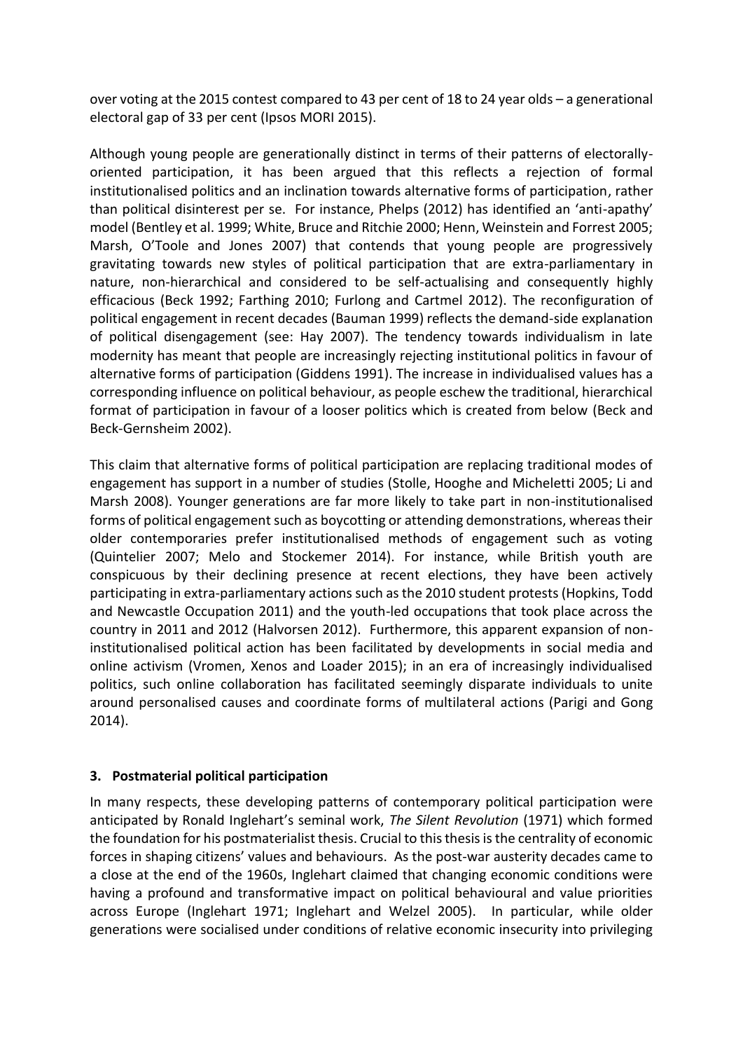over voting at the 2015 contest compared to 43 per cent of 18 to 24 year olds – a generational electoral gap of 33 per cent (Ipsos MORI 2015).

Although young people are generationally distinct in terms of their patterns of electorally-oriented participation, it has been argued that this reflects a rejection of formal institutionalised politics and an inclination towards alternative forms of participation, rather than political disinterest per se. For instance, Phelps (2012) has identified an 'anti-apathy' model (Bentley et al. 1999; White, Bruce and Ritchie 2000; Henn, Weinstein and Forrest 2005; Marsh, O'Toole and Jones 2007) that contends that young people are progressively gravitating towards new styles of political participation that are extra-parliamentary in nature, non-hierarchical and considered to be self-actualising and consequently highly efficacious (Beck 1992; Farthing 2010; Furlong and Cartmel 2012). The reconfiguration of political engagement in recent decades (Bauman 1999) reflects the demand-side explanation of political disengagement (see: Hay 2007). The tendency towards individualism in late modernity has meant that people are increasingly rejecting institutional politics in favour of alternative forms of participation (Giddens 1991). The increase in individualised values has a corresponding influence on political behaviour, as people eschew the traditional, hierarchical format of participation in favour of a looser politics which is created from below (Beck and Beck-Gernsheim 2002).

This claim that alternative forms of political participation are replacing traditional modes of engagement has support in a number of studies (Stolle, Hooghe and Micheletti 2005; Li and Marsh 2008). Younger generations are far more likely to take part in non-institutionalised forms of political engagement such as boycotting or attending demonstrations, whereas their older contemporaries prefer institutionalised methods of engagement such as voting (Quintelier 2007; Melo and Stockemer 2014). For instance, while British youth are conspicuous by their declining presence at recent elections, they have been actively participating in extra-parliamentary actions such as the 2010 student protests (Hopkins, Todd and Newcastle Occupation 2011) and the youth-led occupations that took place across the country in 2011 and 2012 (Halvorsen 2012). Furthermore, this apparent expansion of non-institutionalised political action has been facilitated by developments in social media and online activism (Vromen, Xenos and Loader 2015); in an era of increasingly individualised politics, such online collaboration has facilitated seemingly disparate individuals to unite around personalised causes and coordinate forms of multilateral actions (Parigi and Gong 2014).

## 3. Postmaterial political participation

In many respects, these developing patterns of contemporary political participation were anticipated by Ronald Inglehart's seminal work, *The Silent Revolution* (1971) which formed the foundation for his postmaterialist thesis. Crucial to this thesis is the centrality of economic forces in shaping citizens' values and behaviours. As the post-war austerity decades came to a close at the end of the 1960s, Inglehart claimed that changing economic conditions were having a profound and transformative impact on political behavioural and value priorities across Europe (Inglehart 1971; Inglehart and Welzel 2005). In particular, while older generations were socialised under conditions of relative economic insecurity into privileging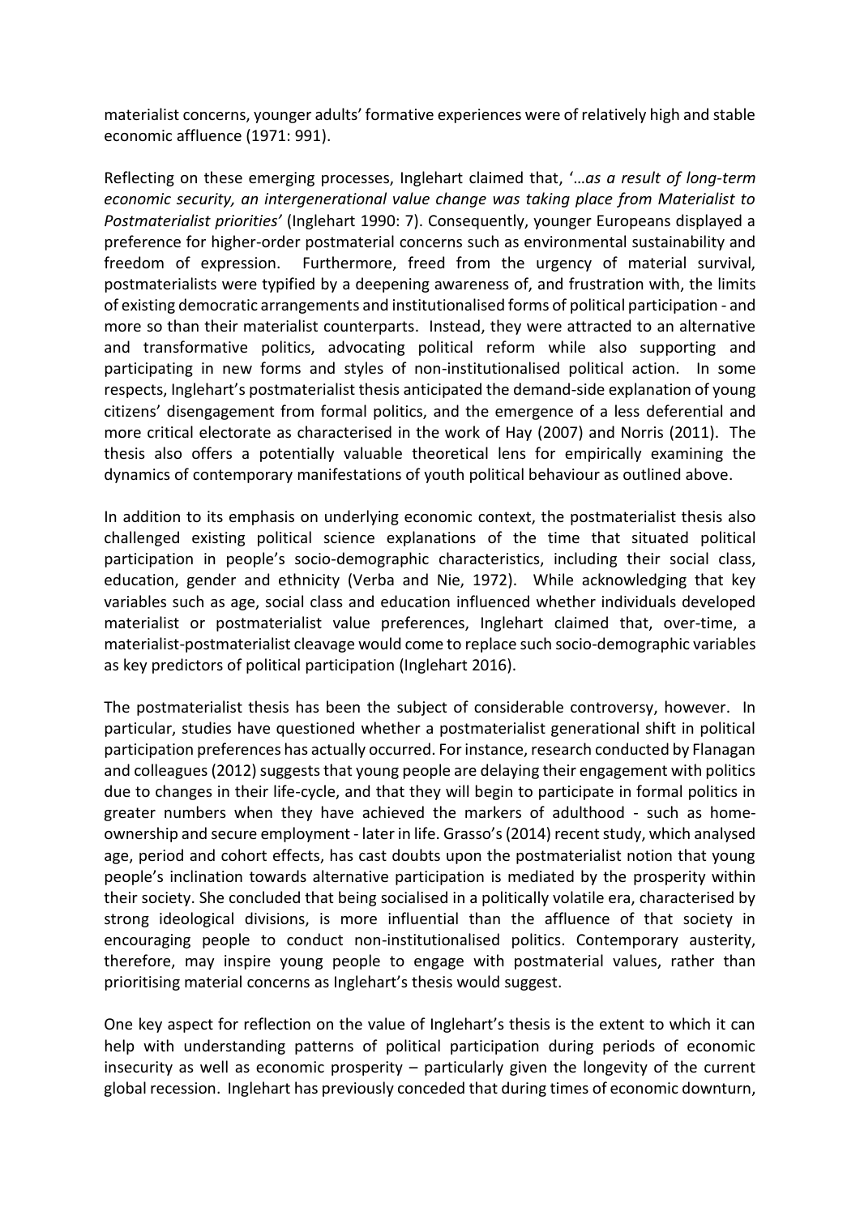materialist concerns, younger adults' formative experiences were of relatively high and stable economic affluence (1971: 991).

Reflecting on these emerging processes, Inglehart claimed that, '*…as a result of long-term economic security, an intergenerational value change was taking place from Materialist to Postmaterialist priorities'* (Inglehart 1990: 7). Consequently, younger Europeans displayed a preference for higher-order postmaterial concerns such as environmental sustainability and freedom of expression. Furthermore, freed from the urgency of material survival, postmaterialists were typified by a deepening awareness of, and frustration with, the limits of existing democratic arrangements and institutionalised forms of political participation - and more so than their materialist counterparts. Instead, they were attracted to an alternative and transformative politics, advocating political reform while also supporting and participating in new forms and styles of non-institutionalised political action. In some respects, Inglehart's postmaterialist thesis anticipated the demand-side explanation of young citizens' disengagement from formal politics, and the emergence of a less deferential and more critical electorate as characterised in the work of Hay (2007) and Norris (2011). The thesis also offers a potentially valuable theoretical lens for empirically examining the dynamics of contemporary manifestations of youth political behaviour as outlined above.

In addition to its emphasis on underlying economic context, the postmaterialist thesis also challenged existing political science explanations of the time that situated political participation in people's socio-demographic characteristics, including their social class, education, gender and ethnicity (Verba and Nie, 1972). While acknowledging that key variables such as age, social class and education influenced whether individuals developed materialist or postmaterialist value preferences, Inglehart claimed that, over-time, a materialist-postmaterialist cleavage would come to replace such socio-demographic variables as key predictors of political participation (Inglehart 2016).

The postmaterialist thesis has been the subject of considerable controversy, however. In particular, studies have questioned whether a postmaterialist generational shift in political participation preferences has actually occurred. For instance, research conducted by Flanagan and colleagues (2012) suggests that young people are delaying their engagement with politics due to changes in their life-cycle, and that they will begin to participate in formal politics in greater numbers when they have achieved the markers of adulthood - such as home-ownership and secure employment - later in life. Grasso's (2014) recent study, which analysed age, period and cohort effects, has cast doubts upon the postmaterialist notion that young people's inclination towards alternative participation is mediated by the prosperity within their society. She concluded that being socialised in a politically volatile era, characterised by strong ideological divisions, is more influential than the affluence of that society in encouraging people to conduct non-institutionalised politics. Contemporary austerity, therefore, may inspire young people to engage with postmaterial values, rather than prioritising material concerns as Inglehart's thesis would suggest.

One key aspect for reflection on the value of Inglehart's thesis is the extent to which it can help with understanding patterns of political participation during periods of economic insecurity as well as economic prosperity – particularly given the longevity of the current global recession. Inglehart has previously conceded that during times of economic downturn,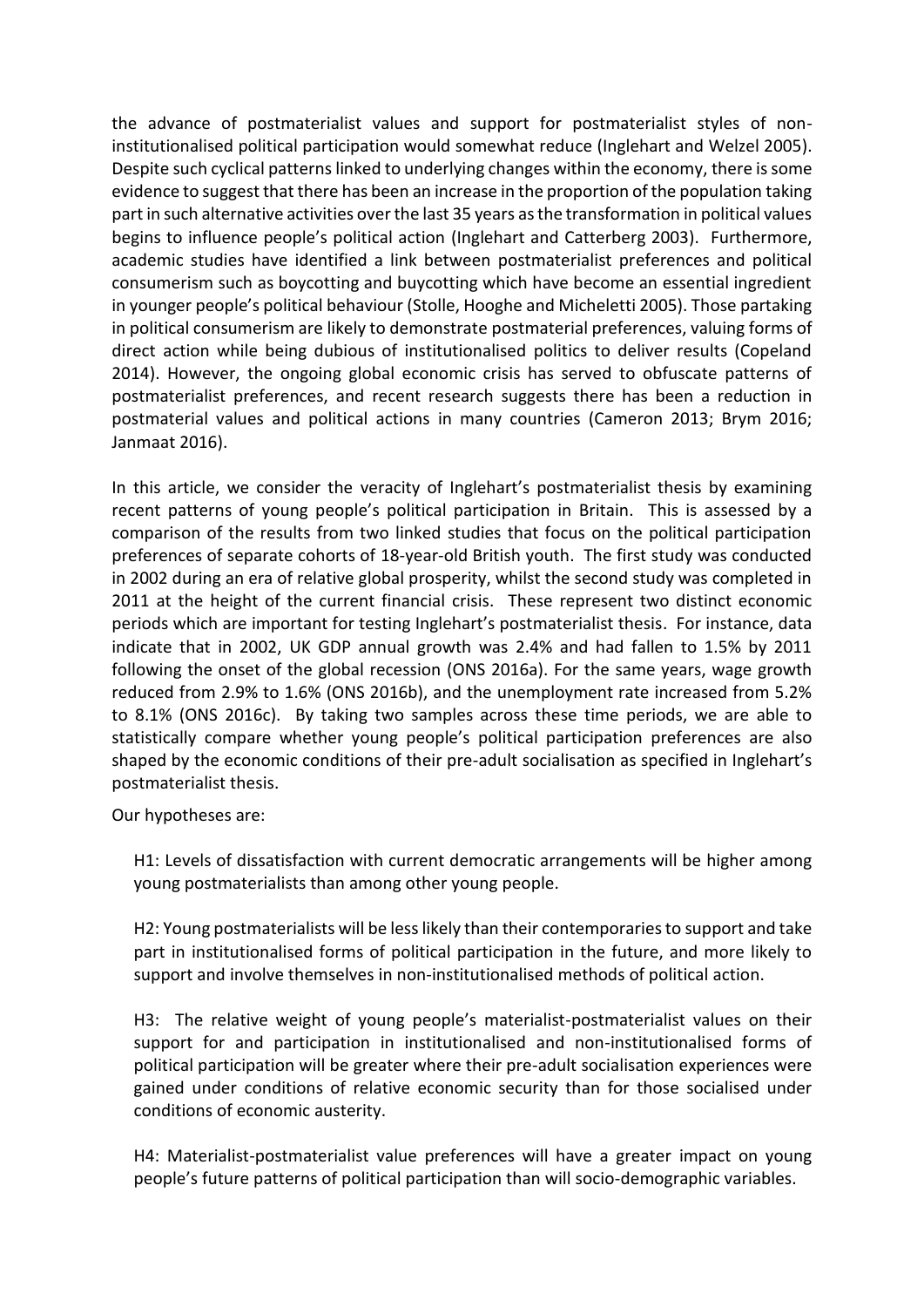the advance of postmaterialist values and support for postmaterialist styles of non-institutionalised political participation would somewhat reduce (Inglehart and Welzel 2005). Despite such cyclical patterns linked to underlying changes within the economy, there is some evidence to suggest that there has been an increase in the proportion of the population taking part in such alternative activities over the last 35 years as the transformation in political values begins to influence people's political action (Inglehart and Catterberg 2003). Furthermore, academic studies have identified a link between postmaterialist preferences and political consumerism such as boycotting and buycotting which have become an essential ingredient in younger people's political behaviour (Stolle, Hooghe and Micheletti 2005). Those partaking in political consumerism are likely to demonstrate postmaterial preferences, valuing forms of direct action while being dubious of institutionalised politics to deliver results (Copeland 2014). However, the ongoing global economic crisis has served to obfuscate patterns of postmaterialist preferences, and recent research suggests there has been a reduction in postmaterial values and political actions in many countries (Cameron 2013; Brym 2016; Janmaat 2016).

In this article, we consider the veracity of Inglehart's postmaterialist thesis by examining recent patterns of young people's political participation in Britain. This is assessed by a comparison of the results from two linked studies that focus on the political participation preferences of separate cohorts of 18-year-old British youth. The first study was conducted in 2002 during an era of relative global prosperity, whilst the second study was completed in 2011 at the height of the current financial crisis. These represent two distinct economic periods which are important for testing Inglehart's postmaterialist thesis. For instance, data indicate that in 2002, UK GDP annual growth was 2.4% and had fallen to 1.5% by 2011 following the onset of the global recession (ONS 2016a). For the same years, wage growth reduced from 2.9% to 1.6% (ONS 2016b), and the unemployment rate increased from 5.2% to 8.1% (ONS 2016c). By taking two samples across these time periods, we are able to statistically compare whether young people's political participation preferences are also shaped by the economic conditions of their pre-adult socialisation as specified in Inglehart's postmaterialist thesis.

Our hypotheses are:

H1: Levels of dissatisfaction with current democratic arrangements will be higher among young postmaterialists than among other young people.

H2: Young postmaterialists will be less likely than their contemporaries to support and take part in institutionalised forms of political participation in the future, and more likely to support and involve themselves in non-institutionalised methods of political action.

H3: The relative weight of young people's materialist-postmaterialist values on their support for and participation in institutionalised and non-institutionalised forms of political participation will be greater where their pre-adult socialisation experiences were gained under conditions of relative economic security than for those socialised under conditions of economic austerity.

H4: Materialist-postmaterialist value preferences will have a greater impact on young people's future patterns of political participation than will socio-demographic variables.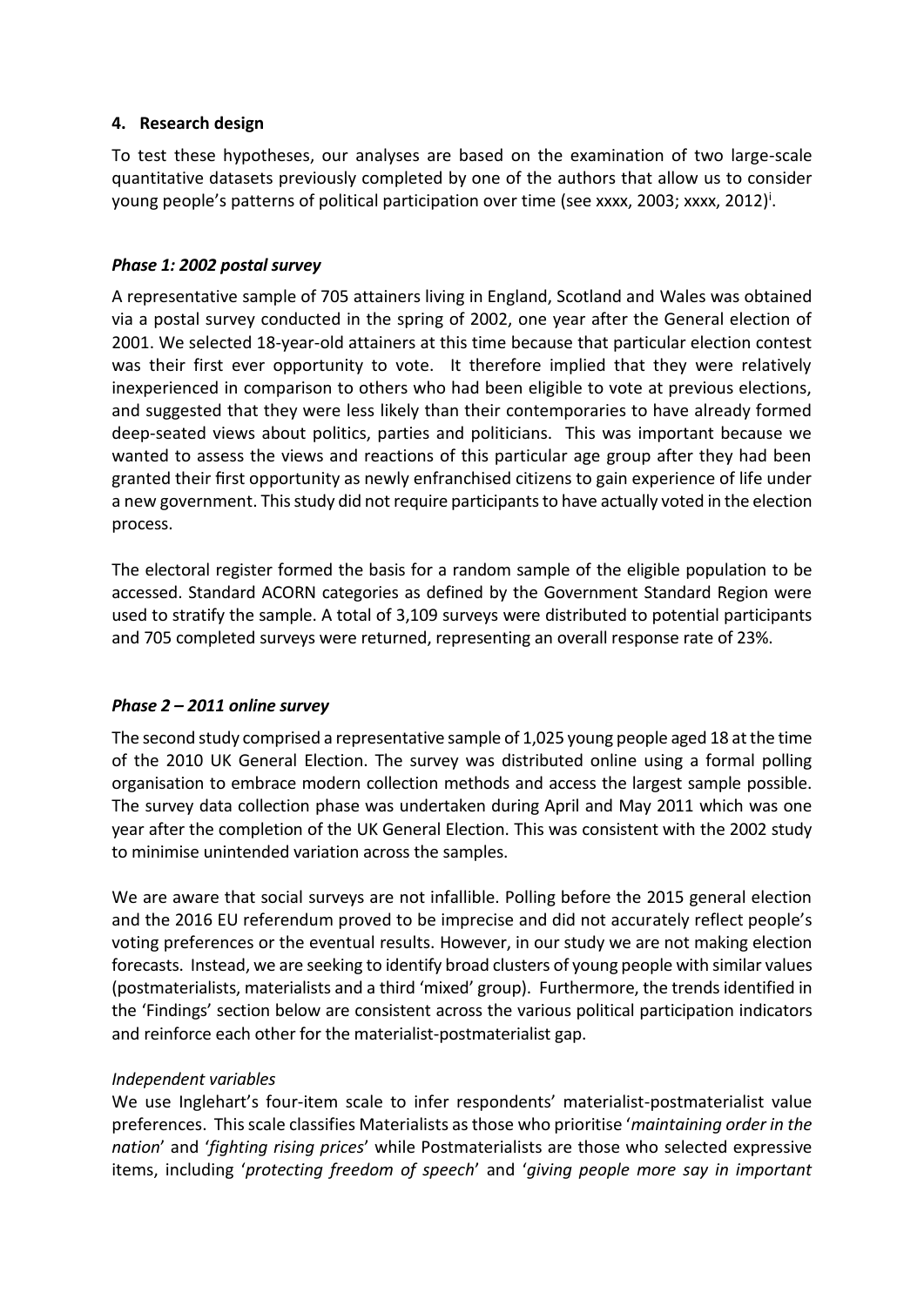## 4. Research design

To test these hypotheses, our analyses are based on the examination of two large-scale quantitative datasets previously completed by one of the authors that allow us to consider young people's patterns of political participation over time (see xxxx, 2003; xxxx, 2012)[i].

### *Phase 1: 2002 postal survey*

A representative sample of 705 attainers living in England, Scotland and Wales was obtained via a postal survey conducted in the spring of 2002, one year after the General election of 2001. We selected 18-year-old attainers at this time because that particular election contest was their first ever opportunity to vote. It therefore implied that they were relatively inexperienced in comparison to others who had been eligible to vote at previous elections, and suggested that they were less likely than their contemporaries to have already formed deep-seated views about politics, parties and politicians. This was important because we wanted to assess the views and reactions of this particular age group after they had been granted their first opportunity as newly enfranchised citizens to gain experience of life under a new government. This study did not require participants to have actually voted in the election process.

The electoral register formed the basis for a random sample of the eligible population to be accessed. Standard ACORN categories as defined by the Government Standard Region were used to stratify the sample. A total of 3,109 surveys were distributed to potential participants and 705 completed surveys were returned, representing an overall response rate of 23%.

### *Phase 2 – 2011 online survey*

The second study comprised a representative sample of 1,025 young people aged 18 at the time of the 2010 UK General Election. The survey was distributed online using a formal polling organisation to embrace modern collection methods and access the largest sample possible. The survey data collection phase was undertaken during April and May 2011 which was one year after the completion of the UK General Election. This was consistent with the 2002 study to minimise unintended variation across the samples.

We are aware that social surveys are not infallible. Polling before the 2015 general election and the 2016 EU referendum proved to be imprecise and did not accurately reflect people's voting preferences or the eventual results. However, in our study we are not making election forecasts. Instead, we are seeking to identify broad clusters of young people with similar values (postmaterialists, materialists and a third 'mixed' group). Furthermore, the trends identified in the 'Findings' section below are consistent across the various political participation indicators and reinforce each other for the materialist-postmaterialist gap.

*Independent variables*

We use Inglehart's four-item scale to infer respondents' materialist-postmaterialist value preferences. This scale classifies Materialists as those who prioritise '*maintaining order in the nation*' and '*fighting rising prices*' while Postmaterialists are those who selected expressive items, including '*protecting freedom of speech*' and '*giving people more say in important*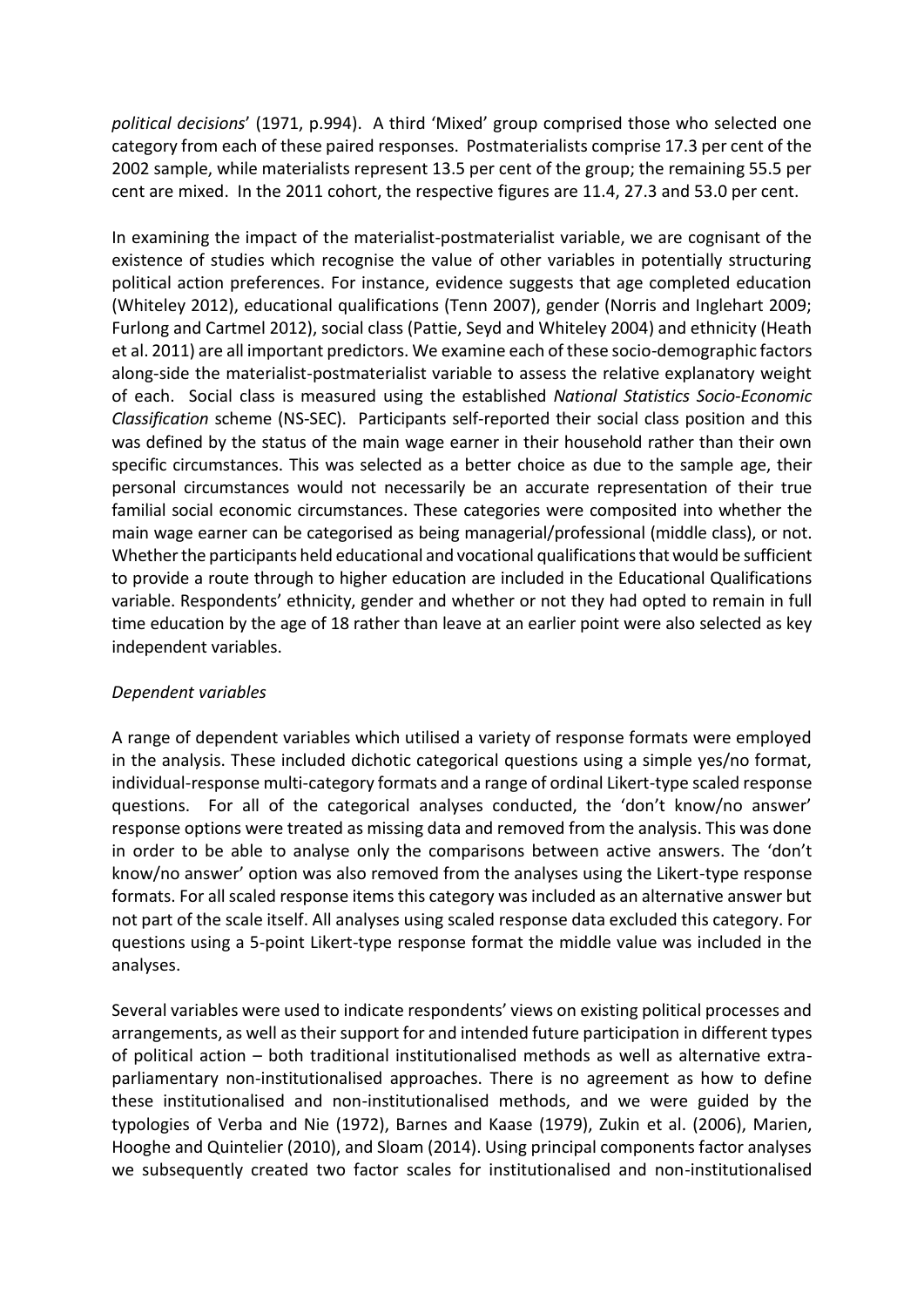*political decisions*' (1971, p.994). A third 'Mixed' group comprised those who selected one category from each of these paired responses. Postmaterialists comprise 17.3 per cent of the 2002 sample, while materialists represent 13.5 per cent of the group; the remaining 55.5 per cent are mixed. In the 2011 cohort, the respective figures are 11.4, 27.3 and 53.0 per cent.

In examining the impact of the materialist-postmaterialist variable, we are cognisant of the existence of studies which recognise the value of other variables in potentially structuring political action preferences. For instance, evidence suggests that age completed education (Whiteley 2012), educational qualifications (Tenn 2007), gender (Norris and Inglehart 2009; Furlong and Cartmel 2012), social class (Pattie, Seyd and Whiteley 2004) and ethnicity (Heath et al. 2011) are all important predictors. We examine each of these socio-demographic factors along-side the materialist-postmaterialist variable to assess the relative explanatory weight of each. Social class is measured using the established *National Statistics Socio-Economic Classification* scheme (NS-SEC). Participants self-reported their social class position and this was defined by the status of the main wage earner in their household rather than their own specific circumstances. This was selected as a better choice as due to the sample age, their personal circumstances would not necessarily be an accurate representation of their true familial social economic circumstances. These categories were composited into whether the main wage earner can be categorised as being managerial/professional (middle class), or not. Whether the participants held educational and vocational qualifications that would be sufficient to provide a route through to higher education are included in the Educational Qualifications variable. Respondents' ethnicity, gender and whether or not they had opted to remain in full time education by the age of 18 rather than leave at an earlier point were also selected as key independent variables.

*Dependent variables*

A range of dependent variables which utilised a variety of response formats were employed in the analysis. These included dichotic categorical questions using a simple yes/no format, individual-response multi-category formats and a range of ordinal Likert-type scaled response questions. For all of the categorical analyses conducted, the 'don't know/no answer' response options were treated as missing data and removed from the analysis. This was done in order to be able to analyse only the comparisons between active answers. The 'don't know/no answer' option was also removed from the analyses using the Likert-type response formats. For all scaled response items this category was included as an alternative answer but not part of the scale itself. All analyses using scaled response data excluded this category. For questions using a 5-point Likert-type response format the middle value was included in the analyses.

Several variables were used to indicate respondents' views on existing political processes and arrangements, as well as their support for and intended future participation in different types of political action – both traditional institutionalised methods as well as alternative extra-parliamentary non-institutionalised approaches. There is no agreement as how to define these institutionalised and non-institutionalised methods, and we were guided by the typologies of Verba and Nie (1972), Barnes and Kaase (1979), Zukin et al. (2006), Marien, Hooghe and Quintelier (2010), and Sloam (2014). Using principal components factor analyses we subsequently created two factor scales for institutionalised and non-institutionalised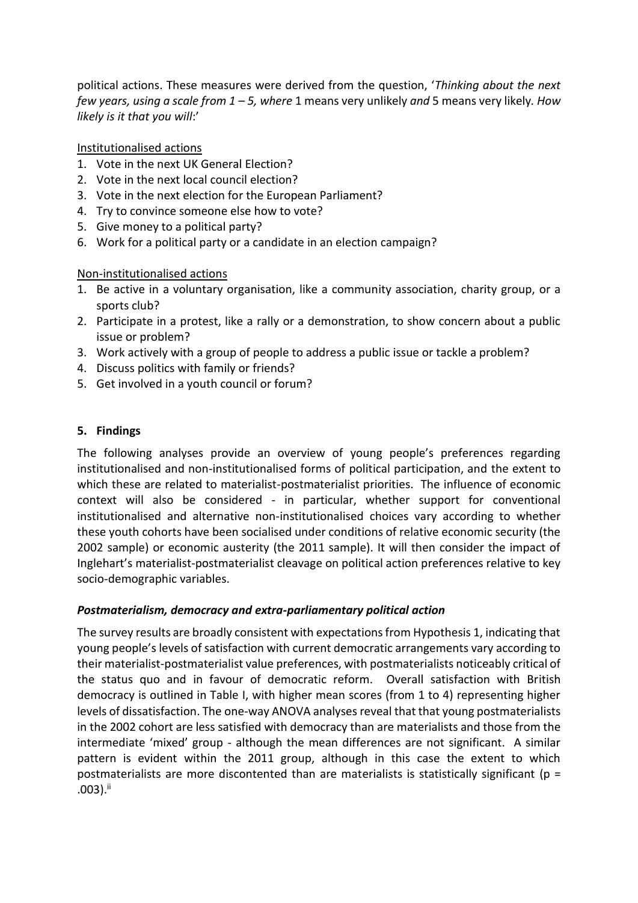political actions. These measures were derived from the question, '*Thinking about the next few years, using a scale from 1 – 5, where* 1 means very unlikely *and* 5 means very likely*. How likely is it that you will*:'

Institutionalised actions

1. Vote in the next UK General Election?
2. Vote in the next local council election?
3. Vote in the next election for the European Parliament?
4. Try to convince someone else how to vote?
5. Give money to a political party?
6. Work for a political party or a candidate in an election campaign?

Non-institutionalised actions

1. Be active in a voluntary organisation, like a community association, charity group, or a sports club?
2. Participate in a protest, like a rally or a demonstration, to show concern about a public issue or problem?
3. Work actively with a group of people to address a public issue or tackle a problem?
4. Discuss politics with family or friends?
5. Get involved in a youth council or forum?

## 5. Findings

The following analyses provide an overview of young people's preferences regarding institutionalised and non-institutionalised forms of political participation, and the extent to which these are related to materialist-postmaterialist priorities. The influence of economic context will also be considered - in particular, whether support for conventional institutionalised and alternative non-institutionalised choices vary according to whether these youth cohorts have been socialised under conditions of relative economic security (the 2002 sample) or economic austerity (the 2011 sample). It will then consider the impact of Inglehart's materialist-postmaterialist cleavage on political action preferences relative to key socio-demographic variables.

### *Postmaterialism, democracy and extra-parliamentary political action*

The survey results are broadly consistent with expectations from Hypothesis 1, indicating that young people's levels of satisfaction with current democratic arrangements vary according to their materialist-postmaterialist value preferences, with postmaterialists noticeably critical of the status quo and in favour of democratic reform. Overall satisfaction with British democracy is outlined in Table I, with higher mean scores (from 1 to 4) representing higher levels of dissatisfaction. The one-way ANOVA analyses reveal that that young postmaterialists in the 2002 cohort are less satisfied with democracy than are materialists and those from the intermediate 'mixed' group - although the mean differences are not significant. A similar pattern is evident within the 2011 group, although in this case the extent to which postmaterialists are more discontented than are materialists is statistically significant ($p = .003$).[ii]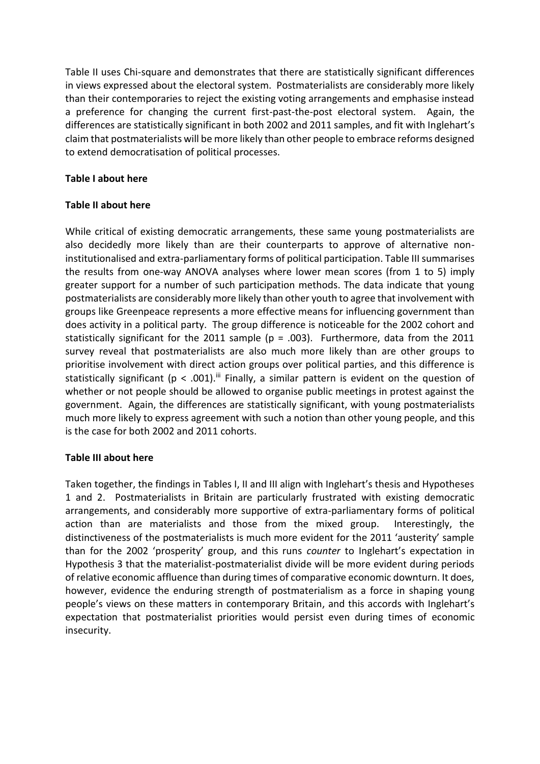Table II uses Chi-square and demonstrates that there are statistically significant differences in views expressed about the electoral system. Postmaterialists are considerably more likely than their contemporaries to reject the existing voting arrangements and emphasise instead a preference for changing the current first-past-the-post electoral system. Again, the differences are statistically significant in both 2002 and 2011 samples, and fit with Inglehart's claim that postmaterialists will be more likely than other people to embrace reforms designed to extend democratisation of political processes.

**Table I about here**

**Table II about here**

While critical of existing democratic arrangements, these same young postmaterialists are also decidedly more likely than are their counterparts to approve of alternative non-institutionalised and extra-parliamentary forms of political participation. Table III summarises the results from one-way ANOVA analyses where lower mean scores (from 1 to 5) imply greater support for a number of such participation methods. The data indicate that young postmaterialists are considerably more likely than other youth to agree that involvement with groups like Greenpeace represents a more effective means for influencing government than does activity in a political party. The group difference is noticeable for the 2002 cohort and statistically significant for the 2011 sample ($p = .003$). Furthermore, data from the 2011 survey reveal that postmaterialists are also much more likely than are other groups to prioritise involvement with direct action groups over political parties, and this difference is statistically significant ($p < .001$).[iii] Finally, a similar pattern is evident on the question of whether or not people should be allowed to organise public meetings in protest against the government. Again, the differences are statistically significant, with young postmaterialists much more likely to express agreement with such a notion than other young people, and this is the case for both 2002 and 2011 cohorts.

**Table III about here**

Taken together, the findings in Tables I, II and III align with Inglehart's thesis and Hypotheses 1 and 2. Postmaterialists in Britain are particularly frustrated with existing democratic arrangements, and considerably more supportive of extra-parliamentary forms of political action than are materialists and those from the mixed group. Interestingly, the distinctiveness of the postmaterialists is much more evident for the 2011 'austerity' sample than for the 2002 'prosperity' group, and this runs *counter* to Inglehart's expectation in Hypothesis 3 that the materialist-postmaterialist divide will be more evident during periods of relative economic affluence than during times of comparative economic downturn. It does, however, evidence the enduring strength of postmaterialism as a force in shaping young people's views on these matters in contemporary Britain, and this accords with Inglehart's expectation that postmaterialist priorities would persist even during times of economic insecurity.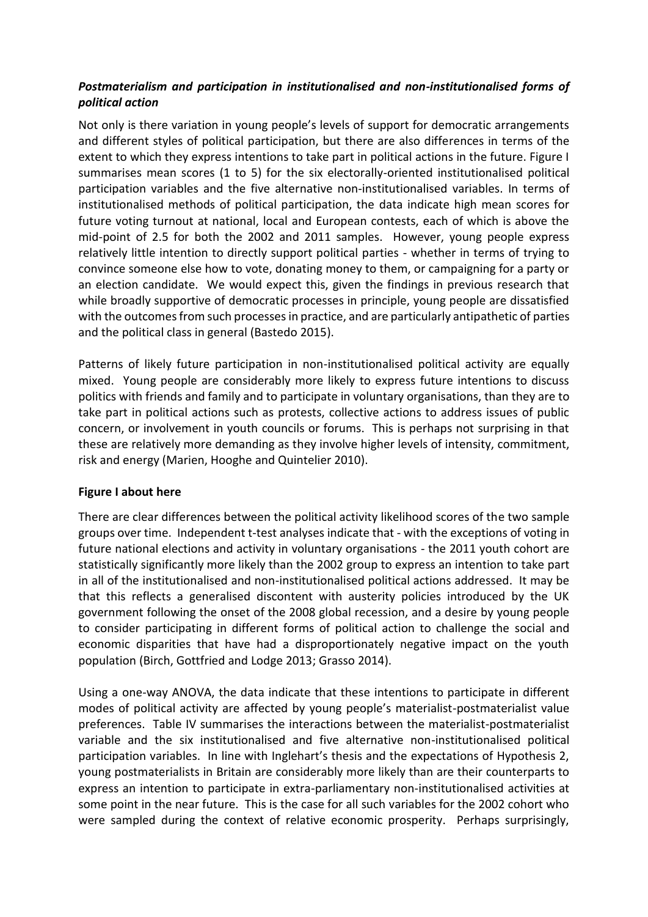### ***Postmaterialism and participation in institutionalised and non-institutionalised forms of political action***

Not only is there variation in young people's levels of support for democratic arrangements and different styles of political participation, but there are also differences in terms of the extent to which they express intentions to take part in political actions in the future. Figure I summarises mean scores (1 to 5) for the six electorally-oriented institutionalised political participation variables and the five alternative non-institutionalised variables. In terms of institutionalised methods of political participation, the data indicate high mean scores for future voting turnout at national, local and European contests, each of which is above the mid-point of 2.5 for both the 2002 and 2011 samples. However, young people express relatively little intention to directly support political parties - whether in terms of trying to convince someone else how to vote, donating money to them, or campaigning for a party or an election candidate. We would expect this, given the findings in previous research that while broadly supportive of democratic processes in principle, young people are dissatisfied with the outcomes from such processes in practice, and are particularly antipathetic of parties and the political class in general (Bastedo 2015).

Patterns of likely future participation in non-institutionalised political activity are equally mixed. Young people are considerably more likely to express future intentions to discuss politics with friends and family and to participate in voluntary organisations, than they are to take part in political actions such as protests, collective actions to address issues of public concern, or involvement in youth councils or forums. This is perhaps not surprising in that these are relatively more demanding as they involve higher levels of intensity, commitment, risk and energy (Marien, Hooghe and Quintelier 2010).

**Figure I about here**

There are clear differences between the political activity likelihood scores of the two sample groups over time. Independent t-test analyses indicate that - with the exceptions of voting in future national elections and activity in voluntary organisations - the 2011 youth cohort are statistically significantly more likely than the 2002 group to express an intention to take part in all of the institutionalised and non-institutionalised political actions addressed. It may be that this reflects a generalised discontent with austerity policies introduced by the UK government following the onset of the 2008 global recession, and a desire by young people to consider participating in different forms of political action to challenge the social and economic disparities that have had a disproportionately negative impact on the youth population (Birch, Gottfried and Lodge 2013; Grasso 2014).

Using a one-way ANOVA, the data indicate that these intentions to participate in different modes of political activity are affected by young people's materialist-postmaterialist value preferences. Table IV summarises the interactions between the materialist-postmaterialist variable and the six institutionalised and five alternative non-institutionalised political participation variables. In line with Inglehart's thesis and the expectations of Hypothesis 2, young postmaterialists in Britain are considerably more likely than are their counterparts to express an intention to participate in extra-parliamentary non-institutionalised activities at some point in the near future. This is the case for all such variables for the 2002 cohort who were sampled during the context of relative economic prosperity. Perhaps surprisingly,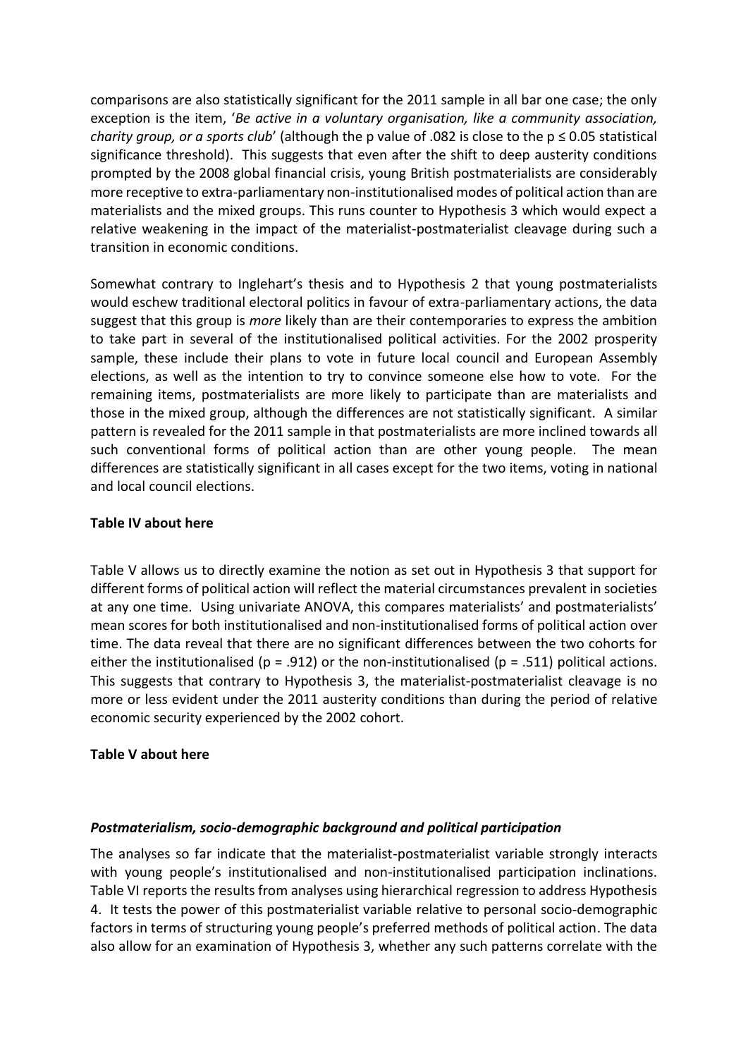comparisons are also statistically significant for the 2011 sample in all bar one case; the only exception is the item, '*Be active in a voluntary organisation, like a community association, charity group, or a sports club*' (although the p value of .082 is close to the $p \leq 0.05$ statistical significance threshold). This suggests that even after the shift to deep austerity conditions prompted by the 2008 global financial crisis, young British postmaterialists are considerably more receptive to extra-parliamentary non-institutionalised modes of political action than are materialists and the mixed groups. This runs counter to Hypothesis 3 which would expect a relative weakening in the impact of the materialist-postmaterialist cleavage during such a transition in economic conditions.

Somewhat contrary to Inglehart's thesis and to Hypothesis 2 that young postmaterialists would eschew traditional electoral politics in favour of extra-parliamentary actions, the data suggest that this group is *more* likely than are their contemporaries to express the ambition to take part in several of the institutionalised political activities. For the 2002 prosperity sample, these include their plans to vote in future local council and European Assembly elections, as well as the intention to try to convince someone else how to vote. For the remaining items, postmaterialists are more likely to participate than are materialists and those in the mixed group, although the differences are not statistically significant. A similar pattern is revealed for the 2011 sample in that postmaterialists are more inclined towards all such conventional forms of political action than are other young people. The mean differences are statistically significant in all cases except for the two items, voting in national and local council elections.

**Table IV about here**

Table V allows us to directly examine the notion as set out in Hypothesis 3 that support for different forms of political action will reflect the material circumstances prevalent in societies at any one time. Using univariate ANOVA, this compares materialists' and postmaterialists' mean scores for both institutionalised and non-institutionalised forms of political action over time. The data reveal that there are no significant differences between the two cohorts for either the institutionalised ($p = .912$) or the non-institutionalised ($p = .511$) political actions. This suggests that contrary to Hypothesis 3, the materialist-postmaterialist cleavage is no more or less evident under the 2011 austerity conditions than during the period of relative economic security experienced by the 2002 cohort.

**Table V about here**

### *Postmaterialism, socio-demographic background and political participation*

The analyses so far indicate that the materialist-postmaterialist variable strongly interacts with young people's institutionalised and non-institutionalised participation inclinations. Table VI reports the results from analyses using hierarchical regression to address Hypothesis 4. It tests the power of this postmaterialist variable relative to personal socio-demographic factors in terms of structuring young people's preferred methods of political action. The data also allow for an examination of Hypothesis 3, whether any such patterns correlate with the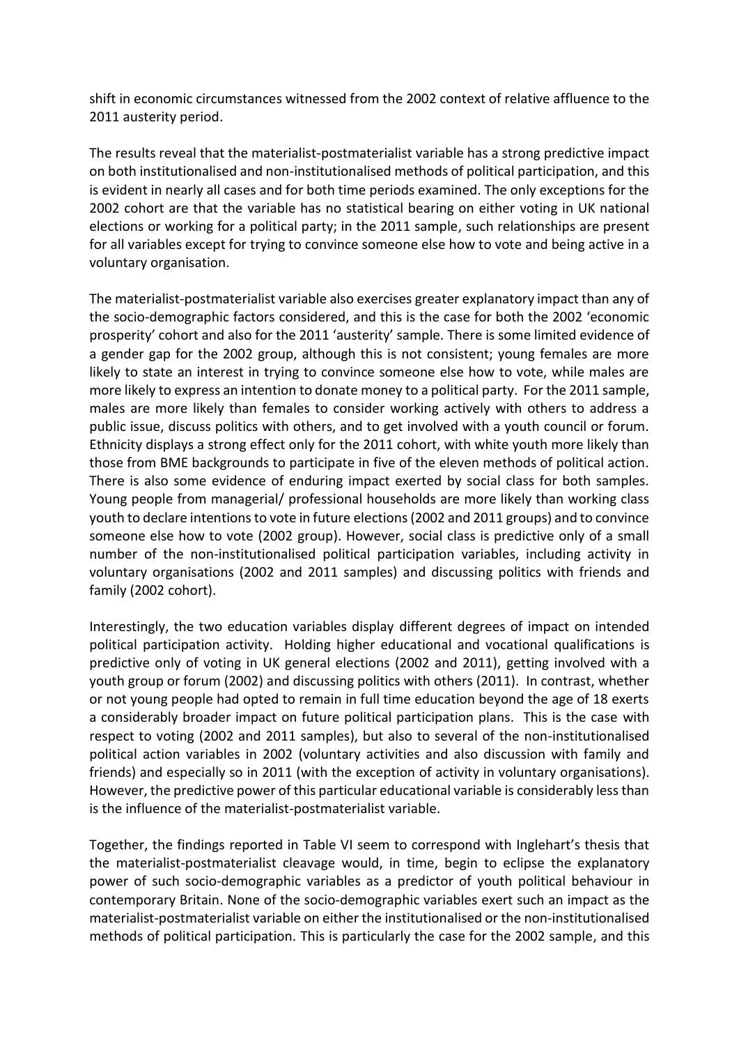shift in economic circumstances witnessed from the 2002 context of relative affluence to the 2011 austerity period.

The results reveal that the materialist-postmaterialist variable has a strong predictive impact on both institutionalised and non-institutionalised methods of political participation, and this is evident in nearly all cases and for both time periods examined. The only exceptions for the 2002 cohort are that the variable has no statistical bearing on either voting in UK national elections or working for a political party; in the 2011 sample, such relationships are present for all variables except for trying to convince someone else how to vote and being active in a voluntary organisation.

The materialist-postmaterialist variable also exercises greater explanatory impact than any of the socio-demographic factors considered, and this is the case for both the 2002 'economic prosperity' cohort and also for the 2011 'austerity' sample. There is some limited evidence of a gender gap for the 2002 group, although this is not consistent; young females are more likely to state an interest in trying to convince someone else how to vote, while males are more likely to express an intention to donate money to a political party. For the 2011 sample, males are more likely than females to consider working actively with others to address a public issue, discuss politics with others, and to get involved with a youth council or forum. Ethnicity displays a strong effect only for the 2011 cohort, with white youth more likely than those from BME backgrounds to participate in five of the eleven methods of political action. There is also some evidence of enduring impact exerted by social class for both samples. Young people from managerial/ professional households are more likely than working class youth to declare intentions to vote in future elections (2002 and 2011 groups) and to convince someone else how to vote (2002 group). However, social class is predictive only of a small number of the non-institutionalised political participation variables, including activity in voluntary organisations (2002 and 2011 samples) and discussing politics with friends and family (2002 cohort).

Interestingly, the two education variables display different degrees of impact on intended political participation activity. Holding higher educational and vocational qualifications is predictive only of voting in UK general elections (2002 and 2011), getting involved with a youth group or forum (2002) and discussing politics with others (2011). In contrast, whether or not young people had opted to remain in full time education beyond the age of 18 exerts a considerably broader impact on future political participation plans. This is the case with respect to voting (2002 and 2011 samples), but also to several of the non-institutionalised political action variables in 2002 (voluntary activities and also discussion with family and friends) and especially so in 2011 (with the exception of activity in voluntary organisations). However, the predictive power of this particular educational variable is considerably less than is the influence of the materialist-postmaterialist variable.

Together, the findings reported in Table VI seem to correspond with Inglehart's thesis that the materialist-postmaterialist cleavage would, in time, begin to eclipse the explanatory power of such socio-demographic variables as a predictor of youth political behaviour in contemporary Britain. None of the socio-demographic variables exert such an impact as the materialist-postmaterialist variable on either the institutionalised or the non-institutionalised methods of political participation. This is particularly the case for the 2002 sample, and this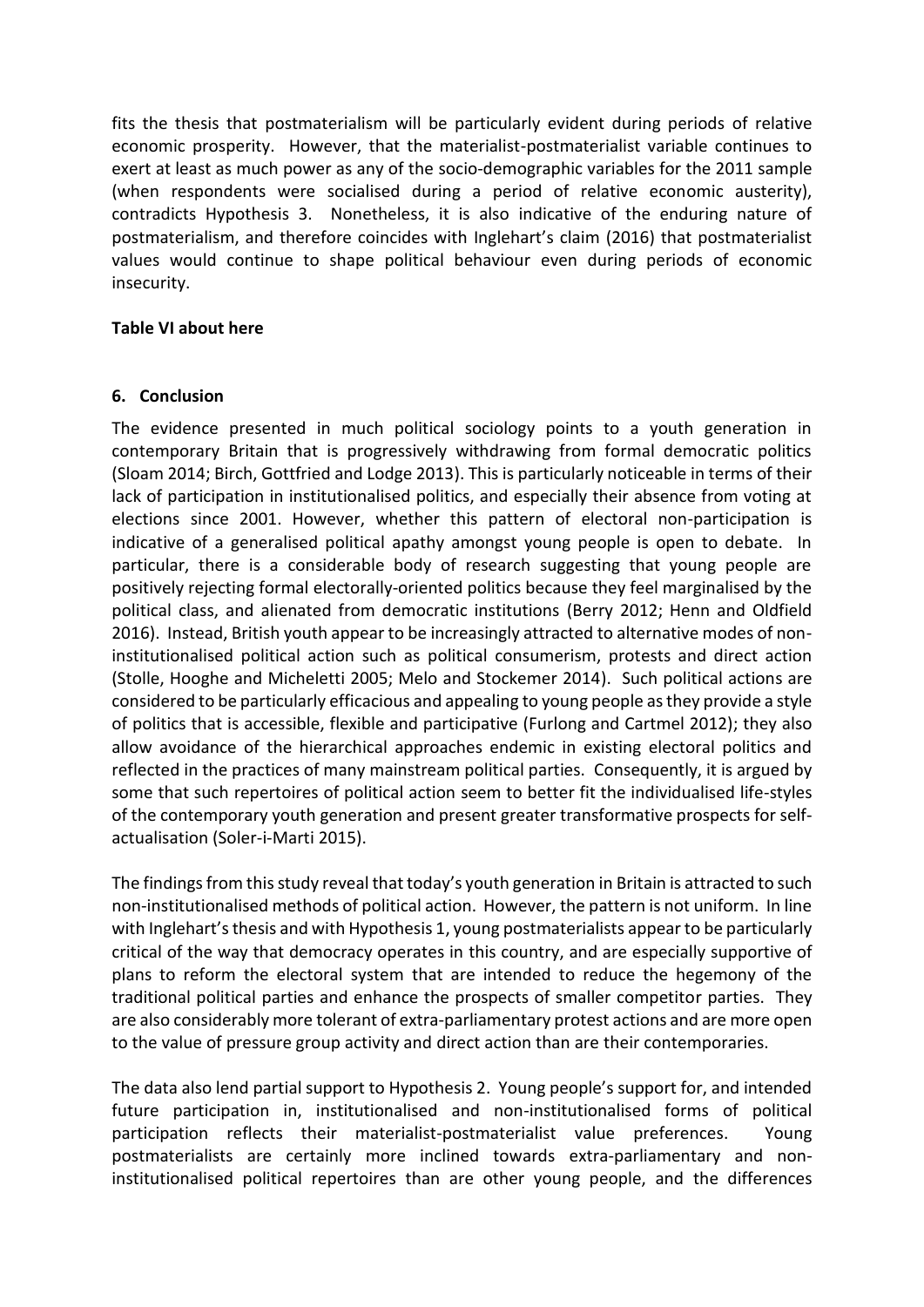fits the thesis that postmaterialism will be particularly evident during periods of relative economic prosperity. However, that the materialist-postmaterialist variable continues to exert at least as much power as any of the socio-demographic variables for the 2011 sample (when respondents were socialised during a period of relative economic austerity), contradicts Hypothesis 3. Nonetheless, it is also indicative of the enduring nature of postmaterialism, and therefore coincides with Inglehart's claim (2016) that postmaterialist values would continue to shape political behaviour even during periods of economic insecurity.

**Table VI about here**

## 6. Conclusion

The evidence presented in much political sociology points to a youth generation in contemporary Britain that is progressively withdrawing from formal democratic politics (Sloam 2014; Birch, Gottfried and Lodge 2013). This is particularly noticeable in terms of their lack of participation in institutionalised politics, and especially their absence from voting at elections since 2001. However, whether this pattern of electoral non-participation is indicative of a generalised political apathy amongst young people is open to debate. In particular, there is a considerable body of research suggesting that young people are positively rejecting formal electorally-oriented politics because they feel marginalised by the political class, and alienated from democratic institutions (Berry 2012; Henn and Oldfield 2016). Instead, British youth appear to be increasingly attracted to alternative modes of non-institutionalised political action such as political consumerism, protests and direct action (Stolle, Hooghe and Micheletti 2005; Melo and Stockemer 2014). Such political actions are considered to be particularly efficacious and appealing to young people as they provide a style of politics that is accessible, flexible and participative (Furlong and Cartmel 2012); they also allow avoidance of the hierarchical approaches endemic in existing electoral politics and reflected in the practices of many mainstream political parties. Consequently, it is argued by some that such repertoires of political action seem to better fit the individualised life-styles of the contemporary youth generation and present greater transformative prospects for self-actualisation (Soler-i-Marti 2015).

The findings from this study reveal that today's youth generation in Britain is attracted to such non-institutionalised methods of political action. However, the pattern is not uniform. In line with Inglehart's thesis and with Hypothesis 1, young postmaterialists appear to be particularly critical of the way that democracy operates in this country, and are especially supportive of plans to reform the electoral system that are intended to reduce the hegemony of the traditional political parties and enhance the prospects of smaller competitor parties. They are also considerably more tolerant of extra-parliamentary protest actions and are more open to the value of pressure group activity and direct action than are their contemporaries.

The data also lend partial support to Hypothesis 2. Young people's support for, and intended future participation in, institutionalised and non-institutionalised forms of political participation reflects their materialist-postmaterialist value preferences. Young postmaterialists are certainly more inclined towards extra-parliamentary and non-institutionalised political repertoires than are other young people, and the differences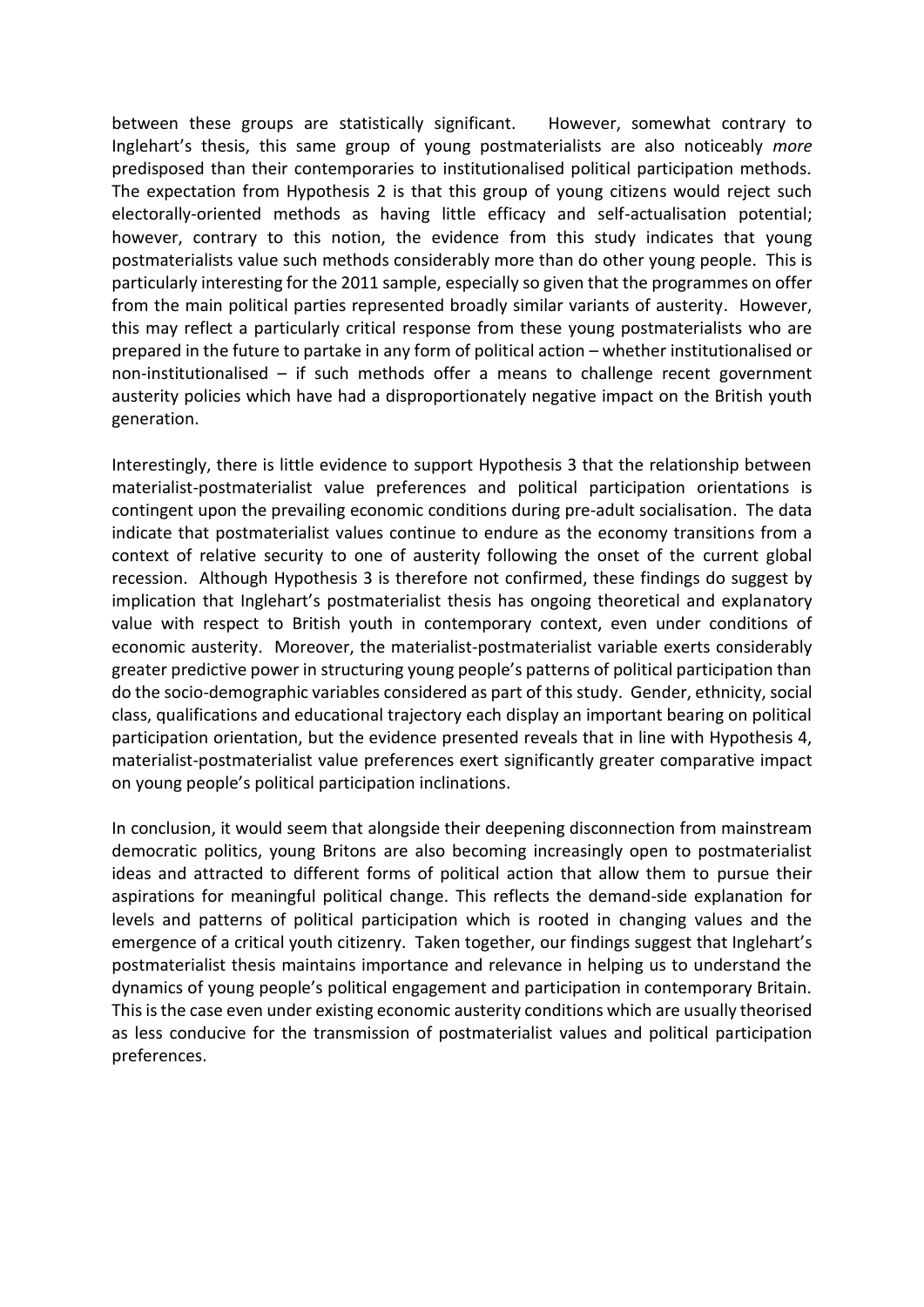between these groups are statistically significant. However, somewhat contrary to Inglehart's thesis, this same group of young postmaterialists are also noticeably *more* predisposed than their contemporaries to institutionalised political participation methods. The expectation from Hypothesis 2 is that this group of young citizens would reject such electorally-oriented methods as having little efficacy and self-actualisation potential; however, contrary to this notion, the evidence from this study indicates that young postmaterialists value such methods considerably more than do other young people. This is particularly interesting for the 2011 sample, especially so given that the programmes on offer from the main political parties represented broadly similar variants of austerity. However, this may reflect a particularly critical response from these young postmaterialists who are prepared in the future to partake in any form of political action – whether institutionalised or non-institutionalised – if such methods offer a means to challenge recent government austerity policies which have had a disproportionately negative impact on the British youth generation.

Interestingly, there is little evidence to support Hypothesis 3 that the relationship between materialist-postmaterialist value preferences and political participation orientations is contingent upon the prevailing economic conditions during pre-adult socialisation. The data indicate that postmaterialist values continue to endure as the economy transitions from a context of relative security to one of austerity following the onset of the current global recession. Although Hypothesis 3 is therefore not confirmed, these findings do suggest by implication that Inglehart's postmaterialist thesis has ongoing theoretical and explanatory value with respect to British youth in contemporary context, even under conditions of economic austerity. Moreover, the materialist-postmaterialist variable exerts considerably greater predictive power in structuring young people's patterns of political participation than do the socio-demographic variables considered as part of this study. Gender, ethnicity, social class, qualifications and educational trajectory each display an important bearing on political participation orientation, but the evidence presented reveals that in line with Hypothesis 4, materialist-postmaterialist value preferences exert significantly greater comparative impact on young people's political participation inclinations.

In conclusion, it would seem that alongside their deepening disconnection from mainstream democratic politics, young Britons are also becoming increasingly open to postmaterialist ideas and attracted to different forms of political action that allow them to pursue their aspirations for meaningful political change. This reflects the demand-side explanation for levels and patterns of political participation which is rooted in changing values and the emergence of a critical youth citizenry. Taken together, our findings suggest that Inglehart's postmaterialist thesis maintains importance and relevance in helping us to understand the dynamics of young people's political engagement and participation in contemporary Britain. This is the case even under existing economic austerity conditions which are usually theorised as less conducive for the transmission of postmaterialist values and political participation preferences.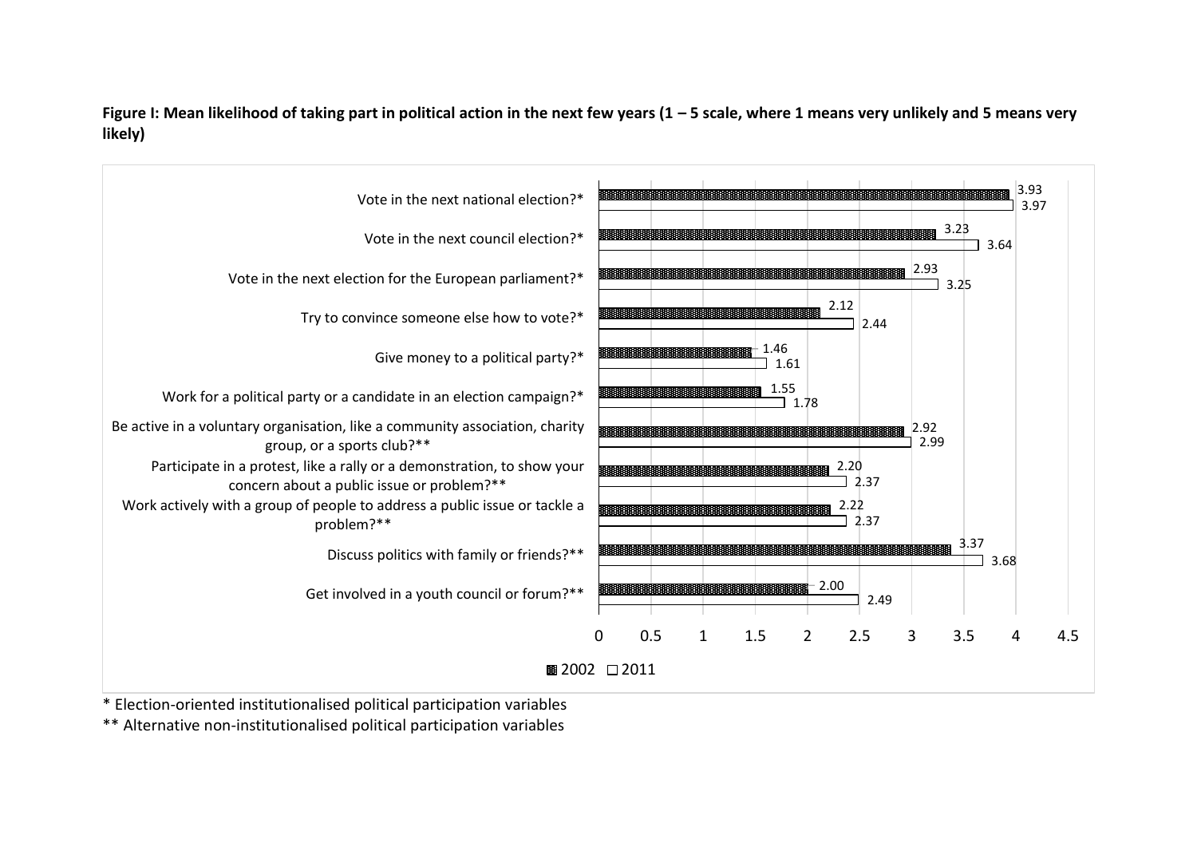**Figure I: Mean likelihood of taking part in political action in the next few years (1 – 5 scale, where 1 means very unlikely and 5 means very likely)**

| | 2002 | 2011 |
|---|---|---|
| Vote in the next national election?* | 3.93 | 3.97 |
| Vote in the next council election?* | 3.23 | 3.64 |
| Vote in the next election for the European parliament?* | 2.93 | 3.25 |
| Try to convince someone else how to vote?* | 2.12 | 2.44 |
| Give money to a political party?* | 1.46 | 1.61 |
| Work for a political party or a candidate in an election campaign?* | 1.55 | 1.78 |
| Be active in a voluntary organisation, like a community association, charity group, or a sports club?** | 2.92 | 2.99 |
| Participate in a protest, like a rally or a demonstration, to show your concern about a public issue or problem?** | 2.20 | 2.37 |
| Work actively with a group of people to address a public issue or tackle a problem?** | 2.22 | 2.37 |
| Discuss politics with family or friends?** | 3.37 | 3.68 |
| Get involved in a youth council or forum?** | 2.00 | 2.49 |

\* Election-oriented institutionalised political participation variables

\*\* Alternative non-institutionalised political participation variables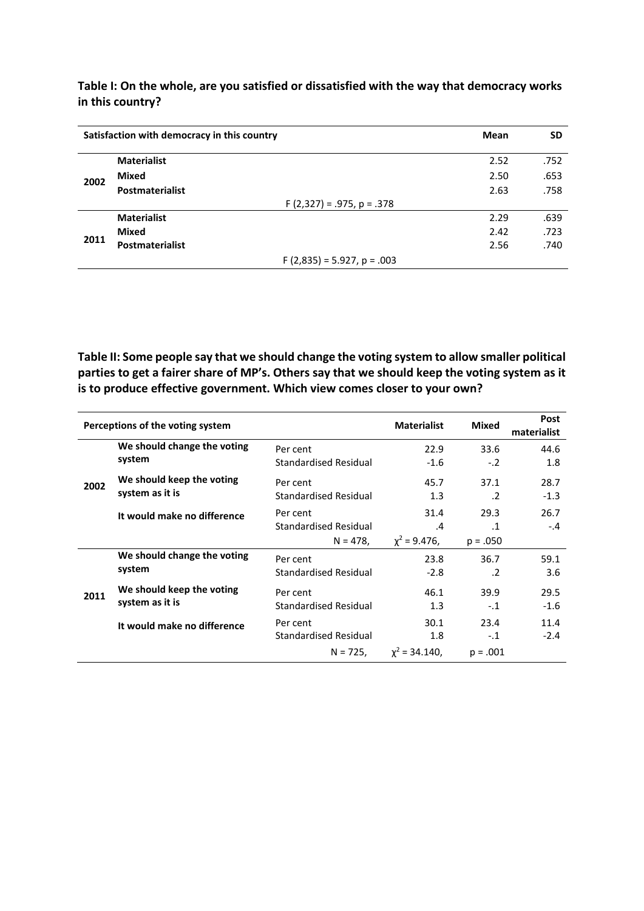**Table I: On the whole, are you satisfied or dissatisfied with the way that democracy works in this country?**

| Satisfaction with democracy in this country | | Mean | SD |
|---|---|---|---|
| 2002 | **Materialist** | 2.52 | .752 |
| | **Mixed** | 2.50 | .653 |
| | **Postmaterialist** | 2.63 | .758 |
| | $F(2,327) = .975$, $p = .378$ | | |
| 2011 | **Materialist** | 2.29 | .639 |
| | **Mixed** | 2.42 | .723 |
| | **Postmaterialist** | 2.56 | .740 |
| | $F(2,835) = 5.927$, $p = .003$ | | |

**Table II: Some people say that we should change the voting system to allow smaller political parties to get a fairer share of MP's. Others say that we should keep the voting system as it is to produce effective government. Which view comes closer to your own?**

| Perceptions of the voting system | | | Materialist | Mixed | Post materialist |
|---|---|---|---|---|---|
| 2002 | **We should change the voting system** | Per cent | 22.9 | 33.6 | 44.6 |
| | | Standardised Residual | -1.6 | -.2 | 1.8 |
| | **We should keep the voting system as it is** | Per cent | 45.7 | 37.1 | 28.7 |
| | | Standardised Residual | 1.3 | .2 | -1.3 |
| | **It would make no difference** | Per cent | 31.4 | 29.3 | 26.7 |
| | | Standardised Residual | .4 | .1 | -.4 |
| | | $N = 478$, | $\chi^2 = 9.476$, | $p = .050$ | |
| 2011 | **We should change the voting system** | Per cent | 23.8 | 36.7 | 59.1 |
| | | Standardised Residual | -2.8 | .2 | 3.6 |
| | **We should keep the voting system as it is** | Per cent | 46.1 | 39.9 | 29.5 |
| | | Standardised Residual | 1.3 | -.1 | -1.6 |
| | **It would make no difference** | Per cent | 30.1 | 23.4 | 11.4 |
| | | Standardised Residual | 1.8 | -.1 | -2.4 |
| | | $N = 725$, | $\chi^2 = 34.140$, | $p = .001$ | |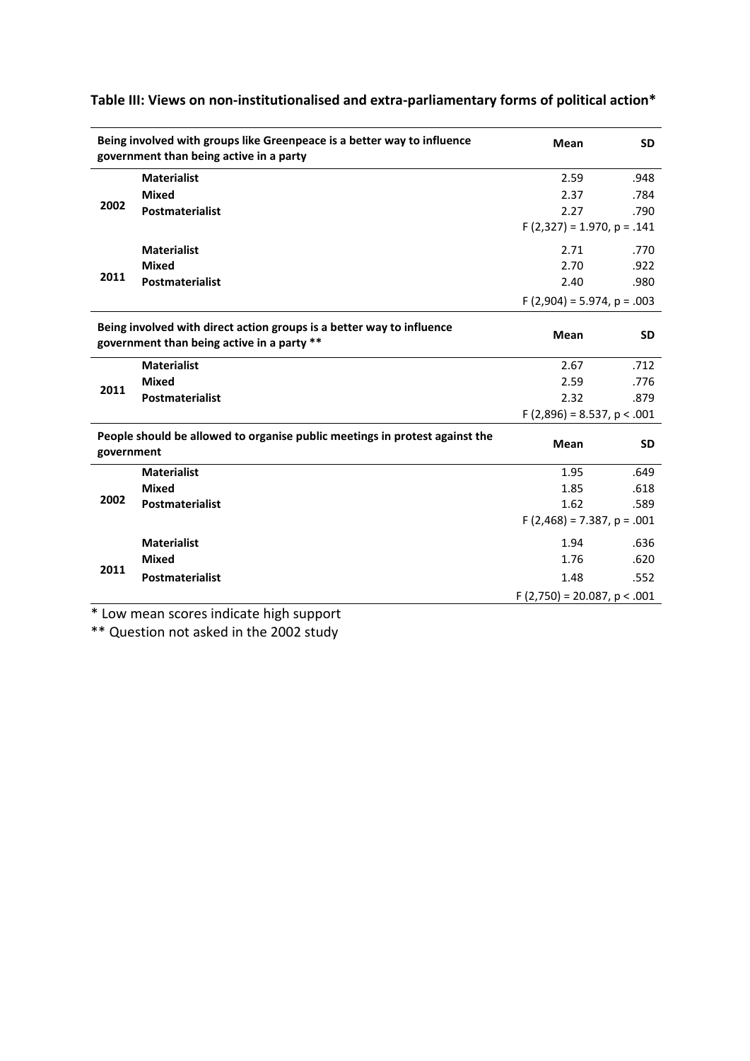**Table III: Views on non-institutionalised and extra-parliamentary forms of political action***

| Being involved with groups like Greenpeace is a better way to influence government than being active in a party | | Mean | SD |
|---|---|---|---|
| 2002 | **Materialist** | 2.59 | .948 |
| | **Mixed** | 2.37 | .784 |
| | **Postmaterialist** | 2.27 | .790 |
| | | $F(2,327) = 1.970, p = .141$ | |
| 2011 | **Materialist** | 2.71 | .770 |
| | **Mixed** | 2.70 | .922 |
| | **Postmaterialist** | 2.40 | .980 |
| | | $F(2,904) = 5.974, p = .003$ | |
| **Being involved with direct action groups is a better way to influence government than being active in a party \*\*** | | **Mean** | **SD** |
| 2011 | **Materialist** | 2.67 | .712 |
| | **Mixed** | 2.59 | .776 |
| | **Postmaterialist** | 2.32 | .879 |
| | | $F(2,896) = 8.537, p < .001$ | |
| **People should be allowed to organise public meetings in protest against the government** | | **Mean** | **SD** |
| 2002 | **Materialist** | 1.95 | .649 |
| | **Mixed** | 1.85 | .618 |
| | **Postmaterialist** | 1.62 | .589 |
| | | $F(2,468) = 7.387, p = .001$ | |
| 2011 | **Materialist** | 1.94 | .636 |
| | **Mixed** | 1.76 | .620 |
| | **Postmaterialist** | 1.48 | .552 |
| | | $F(2,750) = 20.087, p < .001$ | |

* Low mean scores indicate high support

** Question not asked in the 2002 study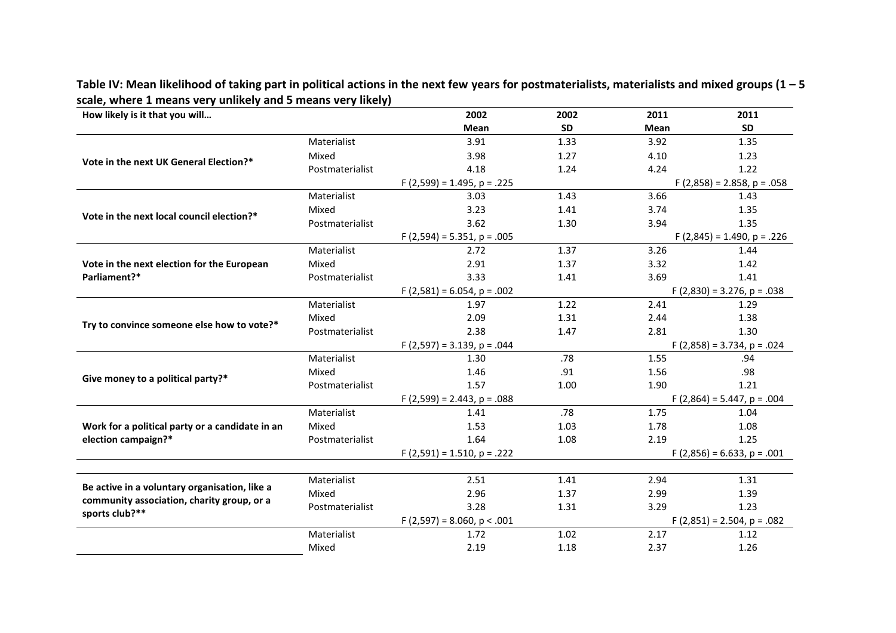**Table IV: Mean likelihood of taking part in political actions in the next few years for postmaterialists, materialists and mixed groups (1 – 5 scale, where 1 means very unlikely and 5 means very likely)**

| How likely is it that you will… | | 2002 Mean | 2002 SD | 2011 Mean | 2011 SD |
|---|---|---|---|---|---|
| Vote in the next UK General Election?* | Materialist | 3.91 | 1.33 | 3.92 | 1.35 |
| | Mixed | 3.98 | 1.27 | 4.10 | 1.23 |
| | Postmaterialist | 4.18 | 1.24 | 4.24 | 1.22 |
| | | $F (2,599) = 1.495, p = .225$ | | $F (2,858) = 2.858, p = .058$ | |
| Vote in the next local council election?* | Materialist | 3.03 | 1.43 | 3.66 | 1.43 |
| | Mixed | 3.23 | 1.41 | 3.74 | 1.35 |
| | Postmaterialist | 3.62 | 1.30 | 3.94 | 1.35 |
| | | $F (2,594) = 5.351, p = .005$ | | $F (2,845) = 1.490, p = .226$ | |
| Vote in the next election for the European Parliament?* | Materialist | 2.72 | 1.37 | 3.26 | 1.44 |
| | Mixed | 2.91 | 1.37 | 3.32 | 1.42 |
| | Postmaterialist | 3.33 | 1.41 | 3.69 | 1.41 |
| | | $F (2,581) = 6.054, p = .002$ | | $F (2,830) = 3.276, p = .038$ | |
| Try to convince someone else how to vote?* | Materialist | 1.97 | 1.22 | 2.41 | 1.29 |
| | Mixed | 2.09 | 1.31 | 2.44 | 1.38 |
| | Postmaterialist | 2.38 | 1.47 | 2.81 | 1.30 |
| | | $F (2,597) = 3.139, p = .044$ | | $F (2,858) = 3.734, p = .024$ | |
| Give money to a political party?* | Materialist | 1.30 | .78 | 1.55 | .94 |
| | Mixed | 1.46 | .91 | 1.56 | .98 |
| | Postmaterialist | 1.57 | 1.00 | 1.90 | 1.21 |
| | | $F (2,599) = 2.443, p = .088$ | | $F (2,864) = 5.447, p = .004$ | |
| Work for a political party or a candidate in an election campaign?* | Materialist | 1.41 | .78 | 1.75 | 1.04 |
| | Mixed | 1.53 | 1.03 | 1.78 | 1.08 |
| | Postmaterialist | 1.64 | 1.08 | 2.19 | 1.25 |
| | | $F (2,591) = 1.510, p = .222$ | | $F (2,856) = 6.633, p = .001$ | |
| Be active in a voluntary organisation, like a community association, charity group, or a sports club?** | Materialist | 2.51 | 1.41 | 2.94 | 1.31 |
| | Mixed | 2.96 | 1.37 | 2.99 | 1.39 |
| | Postmaterialist | 3.28 | 1.31 | 3.29 | 1.23 |
| | | $F (2,597) = 8.060, p < .001$ | | $F (2,851) = 2.504, p = .082$ | |
| | Materialist | 1.72 | 1.02 | 2.17 | 1.12 |
| | Mixed | 2.19 | 1.18 | 2.37 | 1.26 |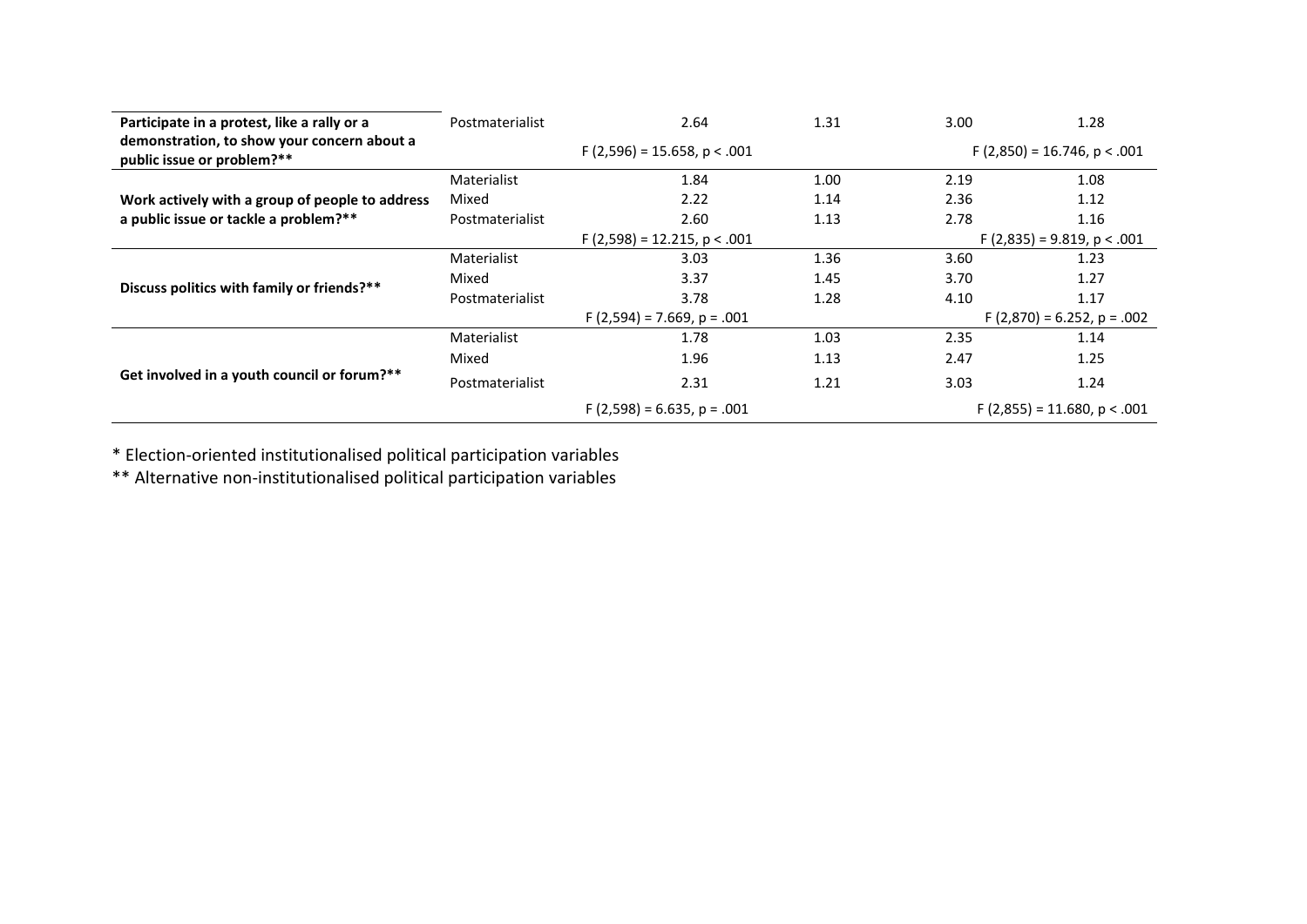| | | | | | |
|---|---|---|---|---|---|
| **Participate in a protest, like a rally or a demonstration, to show your concern about a public issue or problem?**** | Postmaterialist | 2.64 | 1.31 | 3.00 | 1.28 |
| | | F (2,596) = 15.658, p < .001 | | F (2,850) = 16.746, p < .001 | |
| **Work actively with a group of people to address a public issue or tackle a problem?**** | Materialist | 1.84 | 1.00 | 2.19 | 1.08 |
| | Mixed | 2.22 | 1.14 | 2.36 | 1.12 |
| | Postmaterialist | 2.60 | 1.13 | 2.78 | 1.16 |
| | | F (2,598) = 12.215, p < .001 | | F (2,835) = 9.819, p < .001 | |
| **Discuss politics with family or friends?**** | Materialist | 3.03 | 1.36 | 3.60 | 1.23 |
| | Mixed | 3.37 | 1.45 | 3.70 | 1.27 |
| | Postmaterialist | 3.78 | 1.28 | 4.10 | 1.17 |
| | | F (2,594) = 7.669, p = .001 | | F (2,870) = 6.252, p = .002 | |
| **Get involved in a youth council or forum?**** | Materialist | 1.78 | 1.03 | 2.35 | 1.14 |
| | Mixed | 1.96 | 1.13 | 2.47 | 1.25 |
| | Postmaterialist | 2.31 | 1.21 | 3.03 | 1.24 |
| | | F (2,598) = 6.635, p = .001 | | F (2,855) = 11.680, p < .001 | |

* Election-oriented institutionalised political participation variables

** Alternative non-institutionalised political participation variables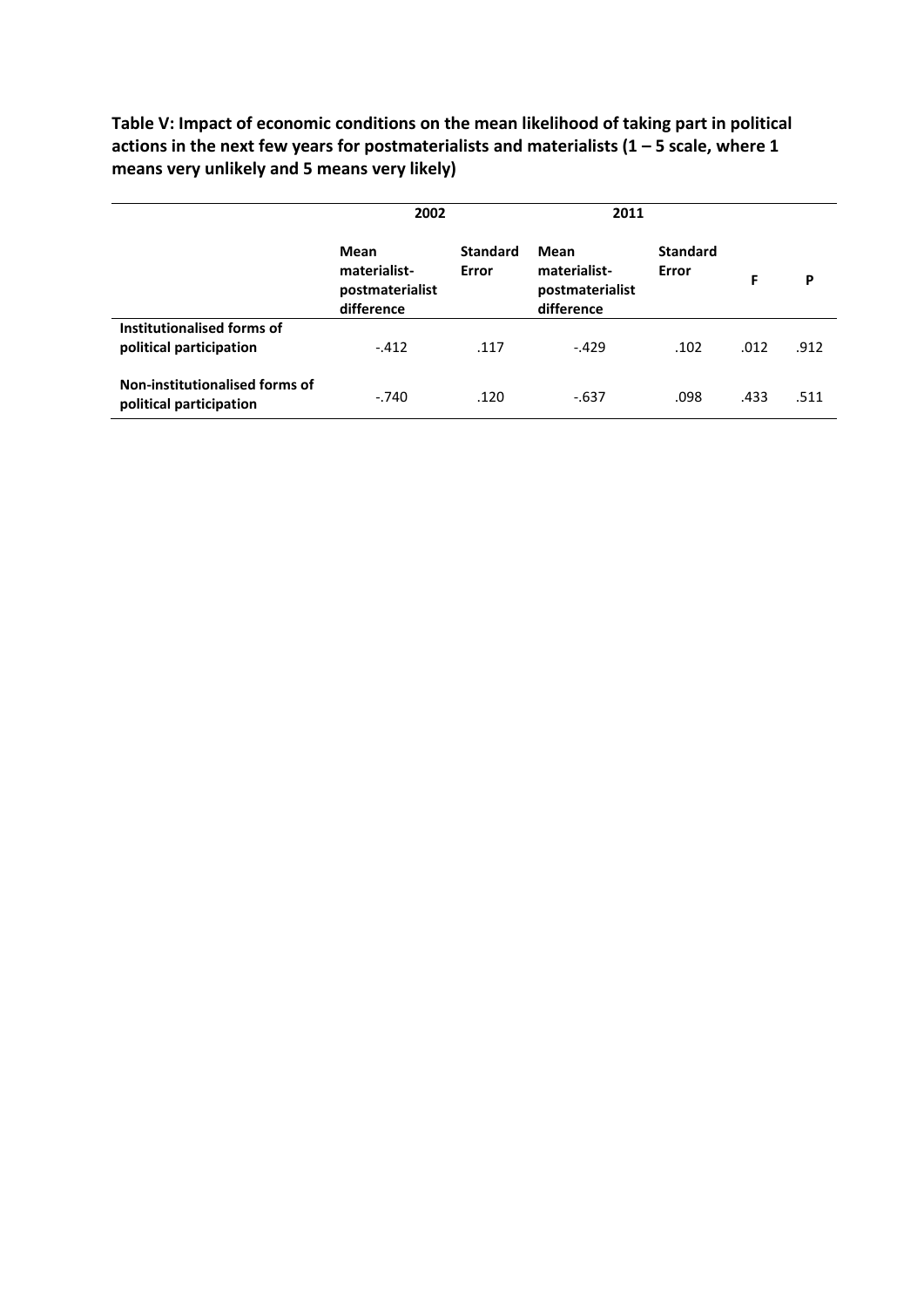**Table V: Impact of economic conditions on the mean likelihood of taking part in political actions in the next few years for postmaterialists and materialists (1 – 5 scale, where 1 means very unlikely and 5 means very likely)**

| | 2002 | | 2011 | | | |
|---|---|---|---|---|---|---|
| | Mean materialist-postmaterialist difference | Standard Error | Mean materialist-postmaterialist difference | Standard Error | F | P |
| **Institutionalised forms of political participation** | -.412 | .117 | -.429 | .102 | .012 | .912 |
| **Non-institutionalised forms of political participation** | -.740 | .120 | -.637 | .098 | .433 | .511 |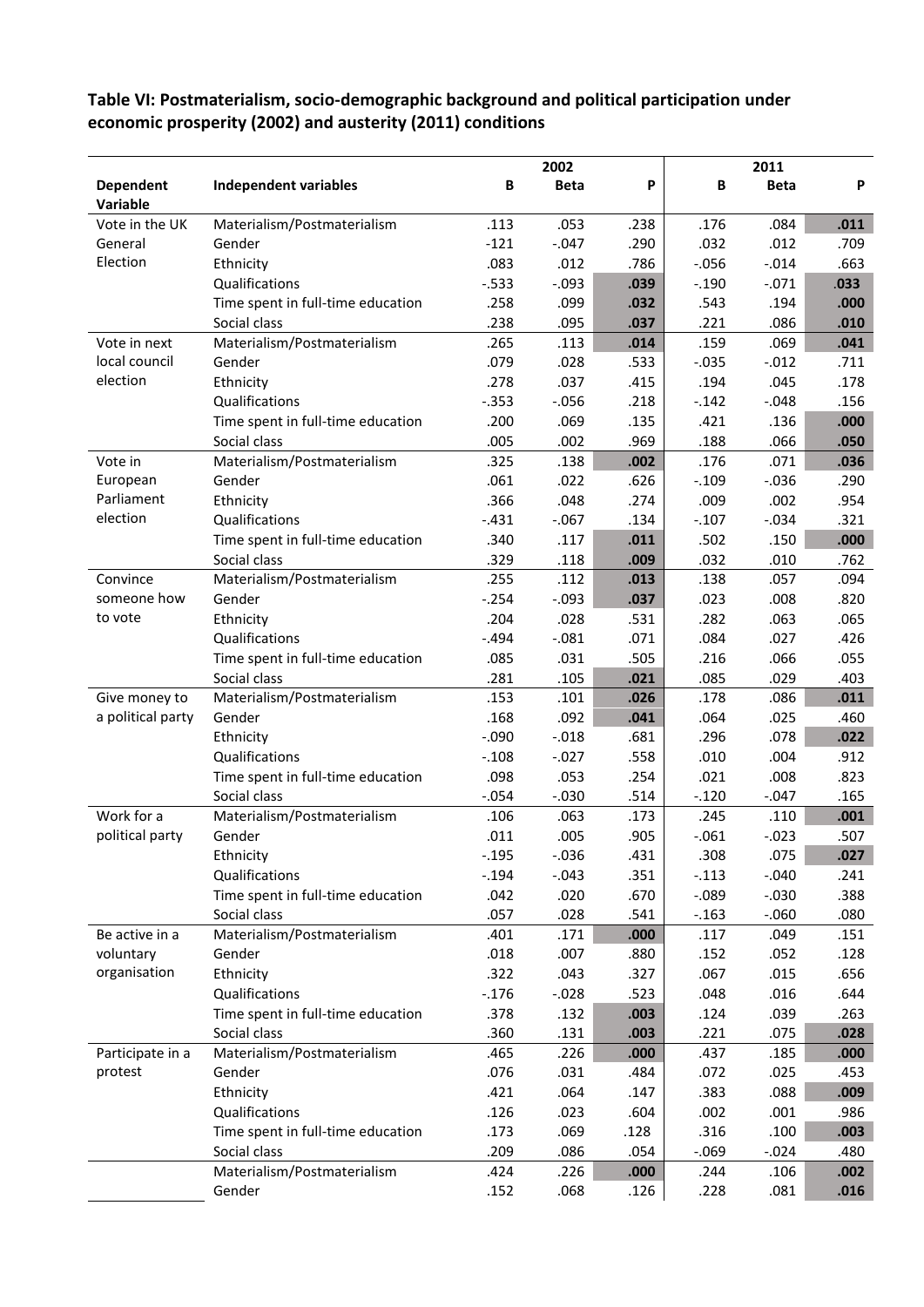**Table VI: Postmaterialism, socio-demographic background and political participation under economic prosperity (2002) and austerity (2011) conditions**

| Dependent Variable | Independent variables | 2002 B | 2002 Beta | 2002 P | 2011 B | 2011 Beta | 2011 P |
|---|---|---|---|---|---|---|---|
| Vote in the UK General Election | Materialism/Postmaterialism | .113 | .053 | .238 | .176 | .084 | **.011** |
| | Gender | -121 | -.047 | .290 | .032 | .012 | .709 |
| | Ethnicity | .083 | .012 | .786 | -.056 | -.014 | .663 |
| | Qualifications | -.533 | -.093 | **.039** | -.190 | -.071 | **.033** |
| | Time spent in full-time education | .258 | .099 | **.032** | .543 | .194 | **.000** |
| | Social class | .238 | .095 | **.037** | .221 | .086 | **.010** |
| Vote in next local council election | Materialism/Postmaterialism | .265 | .113 | **.014** | .159 | .069 | **.041** |
| | Gender | .079 | .028 | .533 | -.035 | -.012 | .711 |
| | Ethnicity | .278 | .037 | .415 | .194 | .045 | .178 |
| | Qualifications | -.353 | -.056 | .218 | -.142 | -.048 | .156 |
| | Time spent in full-time education | .200 | .069 | .135 | .421 | .136 | **.000** |
| | Social class | .005 | .002 | .969 | .188 | .066 | **.050** |
| Vote in European Parliament election | Materialism/Postmaterialism | .325 | .138 | **.002** | .176 | .071 | **.036** |
| | Gender | .061 | .022 | .626 | -.109 | -.036 | .290 |
| | Ethnicity | .366 | .048 | .274 | .009 | .002 | .954 |
| | Qualifications | -.431 | -.067 | .134 | -.107 | -.034 | .321 |
| | Time spent in full-time education | .340 | .117 | **.011** | .502 | .150 | **.000** |
| | Social class | .329 | .118 | **.009** | .032 | .010 | .762 |
| Convince someone how to vote | Materialism/Postmaterialism | .255 | .112 | **.013** | .138 | .057 | .094 |
| | Gender | -.254 | -.093 | **.037** | .023 | .008 | .820 |
| | Ethnicity | .204 | .028 | .531 | .282 | .063 | .065 |
| | Qualifications | -.494 | -.081 | .071 | .084 | .027 | .426 |
| | Time spent in full-time education | .085 | .031 | .505 | .216 | .066 | .055 |
| | Social class | .281 | .105 | **.021** | .085 | .029 | .403 |
| Give money to a political party | Materialism/Postmaterialism | .153 | .101 | **.026** | .178 | .086 | **.011** |
| | Gender | .168 | .092 | **.041** | .064 | .025 | .460 |
| | Ethnicity | -.090 | -.018 | .681 | .296 | .078 | **.022** |
| | Qualifications | -.108 | -.027 | .558 | .010 | .004 | .912 |
| | Time spent in full-time education | .098 | .053 | .254 | .021 | .008 | .823 |
| | Social class | -.054 | -.030 | .514 | -.120 | -.047 | .165 |
| Work for a political party | Materialism/Postmaterialism | .106 | .063 | .173 | .245 | .110 | **.001** |
| | Gender | .011 | .005 | .905 | -.061 | -.023 | .507 |
| | Ethnicity | -.195 | -.036 | .431 | .308 | .075 | **.027** |
| | Qualifications | -.194 | -.043 | .351 | -.113 | -.040 | .241 |
| | Time spent in full-time education | .042 | .020 | .670 | -.089 | -.030 | .388 |
| | Social class | .057 | .028 | .541 | -.163 | -.060 | .080 |
| Be active in a voluntary organisation | Materialism/Postmaterialism | .401 | .171 | **.000** | .117 | .049 | .151 |
| | Gender | .018 | .007 | .880 | .152 | .052 | .128 |
| | Ethnicity | .322 | .043 | .327 | .067 | .015 | .656 |
| | Qualifications | -.176 | -.028 | .523 | .048 | .016 | .644 |
| | Time spent in full-time education | .378 | .132 | **.003** | .124 | .039 | .263 |
| | Social class | .360 | .131 | **.003** | .221 | .075 | **.028** |
| Participate in a protest | Materialism/Postmaterialism | .465 | .226 | **.000** | .437 | .185 | **.000** |
| | Gender | .076 | .031 | .484 | .072 | .025 | .453 |
| | Ethnicity | .421 | .064 | .147 | .383 | .088 | **.009** |
| | Qualifications | .126 | .023 | .604 | .002 | .001 | .986 |
| | Time spent in full-time education | .173 | .069 | .128 | .316 | .100 | **.003** |
| | Social class | .209 | .086 | .054 | -.069 | -.024 | .480 |
| | Materialism/Postmaterialism | .424 | .226 | **.000** | .244 | .106 | **.002** |
| | Gender | .152 | .068 | .126 | .228 | .081 | **.016** |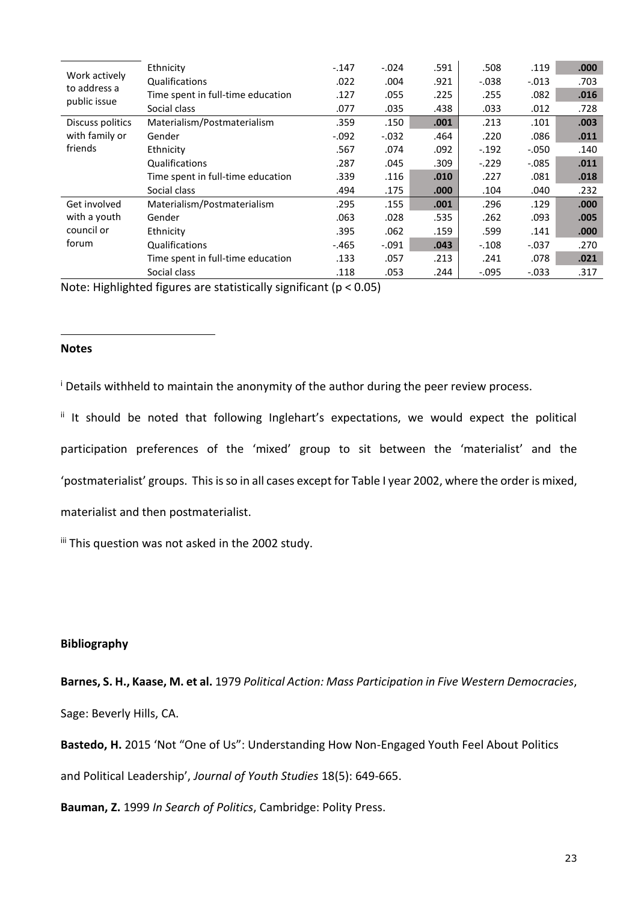| | | | | | | | |
|---|---|---|---|---|---|---|---|
| Work actively to address a public issue | Ethnicity | -.147 | -.024 | .591 | .508 | .119 | **.000** |
| | Qualifications | .022 | .004 | .921 | -.038 | -.013 | .703 |
| | Time spent in full-time education | .127 | .055 | .225 | .255 | .082 | **.016** |
| | Social class | .077 | .035 | .438 | .033 | .012 | .728 |
| Discuss politics with family or friends | Materialism/Postmaterialism | .359 | .150 | **.001** | .213 | .101 | **.003** |
| | Gender | -.092 | -.032 | .464 | .220 | .086 | **.011** |
| | Ethnicity | .567 | .074 | .092 | -.192 | -.050 | .140 |
| | Qualifications | .287 | .045 | .309 | -.229 | -.085 | **.011** |
| | Time spent in full-time education | .339 | .116 | **.010** | .227 | .081 | **.018** |
| | Social class | .494 | .175 | **.000** | .104 | .040 | .232 |
| Get involved with a youth council or forum | Materialism/Postmaterialism | .295 | .155 | **.001** | .296 | .129 | **.000** |
| | Gender | .063 | .028 | .535 | .262 | .093 | **.005** |
| | Ethnicity | .395 | .062 | .159 | .599 | .141 | **.000** |
| | Qualifications | -.465 | -.091 | **.043** | -.108 | -.037 | .270 |
| | Time spent in full-time education | .133 | .057 | .213 | .241 | .078 | **.021** |
| | Social class | .118 | .053 | .244 | -.095 | -.033 | .317 |

Note: Highlighted figures are statistically significant ($p < 0.05$)

**Notes**

[i] Details withheld to maintain the anonymity of the author during the peer review process.

[ii] It should be noted that following Inglehart's expectations, we would expect the political participation preferences of the 'mixed' group to sit between the 'materialist' and the 'postmaterialist' groups. This is so in all cases except for Table I year 2002, where the order is mixed, materialist and then postmaterialist.

[iii] This question was not asked in the 2002 study.

**Bibliography**

**Barnes, S. H., Kaase, M. et al.** 1979 *Political Action: Mass Participation in Five Western Democracies*, Sage: Beverly Hills, CA.

**Bastedo, H.** 2015 'Not "One of Us": Understanding How Non-Engaged Youth Feel About Politics and Political Leadership', *Journal of Youth Studies* 18(5): 649-665.

**Bauman, Z.** 1999 *In Search of Politics*, Cambridge: Polity Press.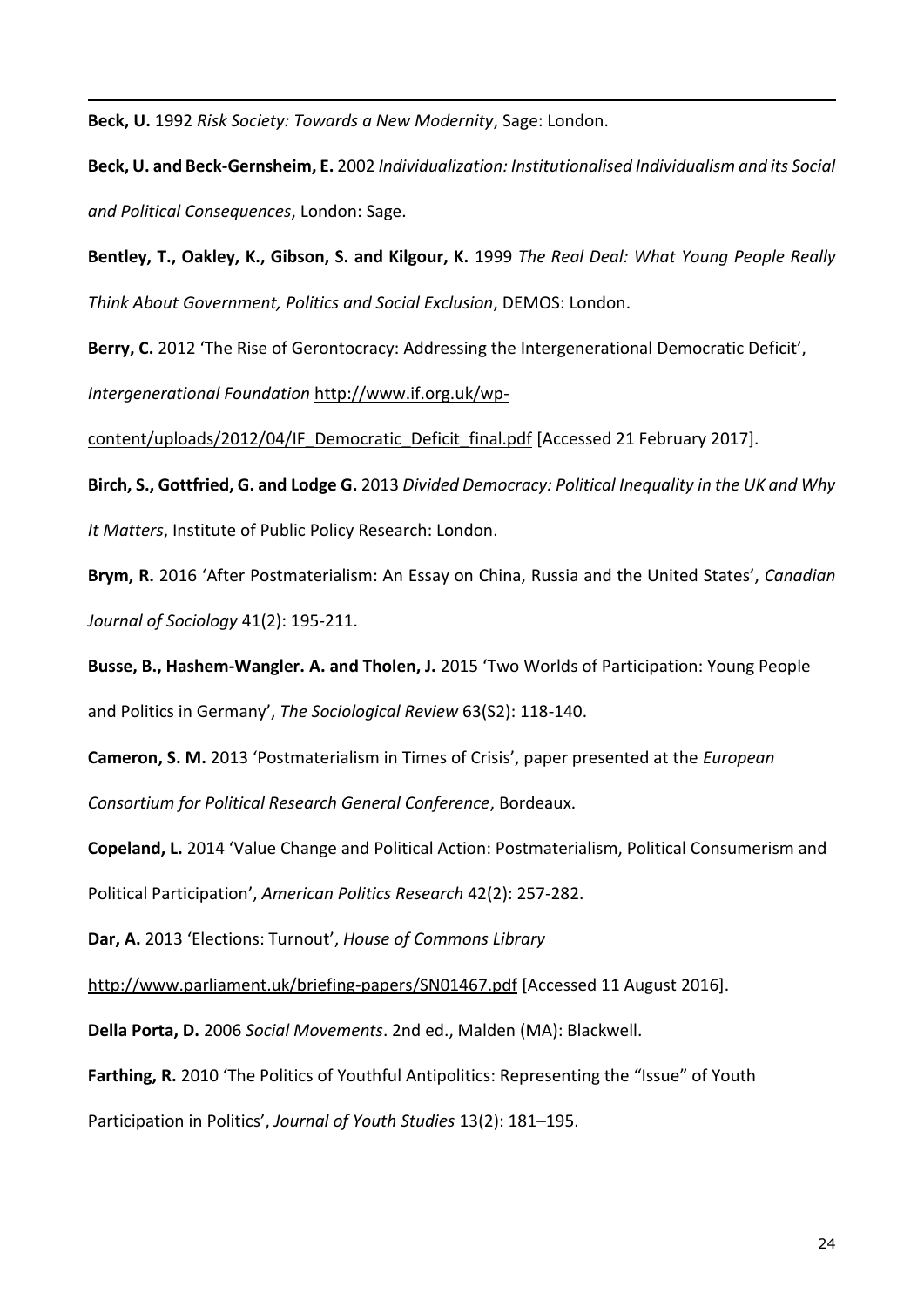**Beck, U.** 1992 *Risk Society: Towards a New Modernity*, Sage: London.

**Beck, U. and Beck-Gernsheim, E.** 2002 *Individualization: Institutionalised Individualism and its Social and Political Consequences*, London: Sage.

**Bentley, T., Oakley, K., Gibson, S. and Kilgour, K.** 1999 *The Real Deal: What Young People Really Think About Government, Politics and Social Exclusion*, DEMOS: London.

**Berry, C.** 2012 'The Rise of Gerontocracy: Addressing the Intergenerational Democratic Deficit', *Intergenerational Foundation* http://www.if.org.uk/wp-content/uploads/2012/04/IF_Democratic_Deficit_final.pdf [Accessed 21 February 2017].

**Birch, S., Gottfried, G. and Lodge G.** 2013 *Divided Democracy: Political Inequality in the UK and Why It Matters*, Institute of Public Policy Research: London.

**Brym, R.** 2016 'After Postmaterialism: An Essay on China, Russia and the United States', *Canadian Journal of Sociology* 41(2): 195-211.

**Busse, B., Hashem-Wangler. A. and Tholen, J.** 2015 'Two Worlds of Participation: Young People and Politics in Germany', *The Sociological Review* 63(S2): 118-140.

**Cameron, S. M.** 2013 'Postmaterialism in Times of Crisis', paper presented at the *European Consortium for Political Research General Conference*, Bordeaux.

**Copeland, L.** 2014 'Value Change and Political Action: Postmaterialism, Political Consumerism and Political Participation', *American Politics Research* 42(2): 257-282.

**Dar, A.** 2013 'Elections: Turnout', *House of Commons Library* http://www.parliament.uk/briefing-papers/SN01467.pdf [Accessed 11 August 2016].

**Della Porta, D.** 2006 *Social Movements*. 2nd ed., Malden (MA): Blackwell.

**Farthing, R.** 2010 'The Politics of Youthful Antipolitics: Representing the "Issue" of Youth Participation in Politics', *Journal of Youth Studies* 13(2): 181–195.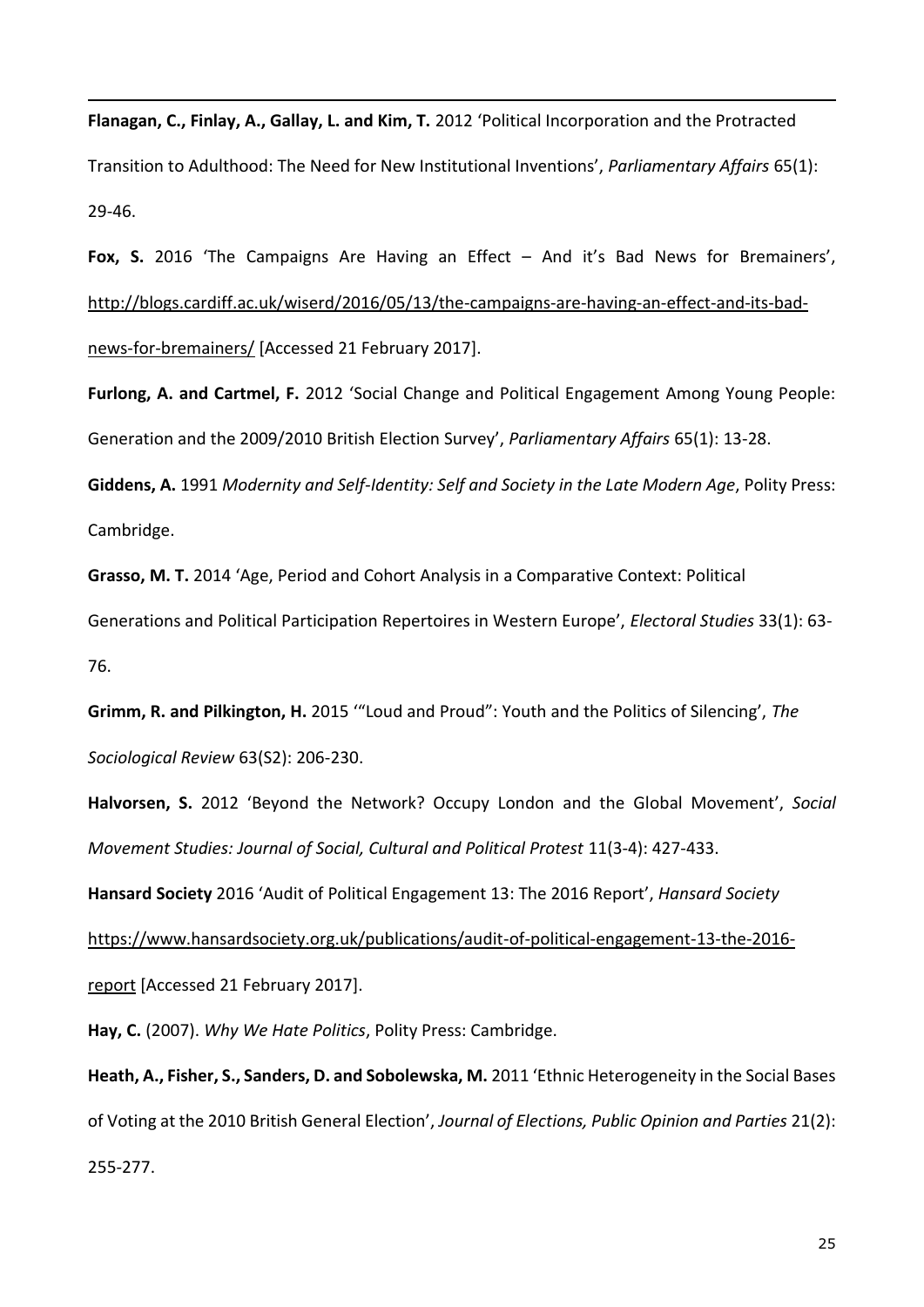**Flanagan, C., Finlay, A., Gallay, L. and Kim, T.** 2012 'Political Incorporation and the Protracted Transition to Adulthood: The Need for New Institutional Inventions', *Parliamentary Affairs* 65(1): 29-46.

**Fox, S.** 2016 'The Campaigns Are Having an Effect – And it's Bad News for Bremainers', http://blogs.cardiff.ac.uk/wiserd/2016/05/13/the-campaigns-are-having-an-effect-and-its-bad-news-for-bremainers/ [Accessed 21 February 2017].

**Furlong, A. and Cartmel, F.** 2012 'Social Change and Political Engagement Among Young People: Generation and the 2009/2010 British Election Survey', *Parliamentary Affairs* 65(1): 13-28.

**Giddens, A.** 1991 *Modernity and Self-Identity: Self and Society in the Late Modern Age*, Polity Press: Cambridge.

**Grasso, M. T.** 2014 'Age, Period and Cohort Analysis in a Comparative Context: Political Generations and Political Participation Repertoires in Western Europe', *Electoral Studies* 33(1): 63-76.

**Grimm, R. and Pilkington, H.** 2015 '"Loud and Proud": Youth and the Politics of Silencing', *The Sociological Review* 63(S2): 206-230.

**Halvorsen, S.** 2012 'Beyond the Network? Occupy London and the Global Movement', *Social Movement Studies: Journal of Social, Cultural and Political Protest* 11(3-4): 427-433.

**Hansard Society** 2016 'Audit of Political Engagement 13: The 2016 Report', *Hansard Society* https://www.hansardsociety.org.uk/publications/audit-of-political-engagement-13-the-2016-report [Accessed 21 February 2017].

**Hay, C.** (2007). *Why We Hate Politics*, Polity Press: Cambridge.

**Heath, A., Fisher, S., Sanders, D. and Sobolewska, M.** 2011 'Ethnic Heterogeneity in the Social Bases of Voting at the 2010 British General Election', *Journal of Elections, Public Opinion and Parties* 21(2): 255-277.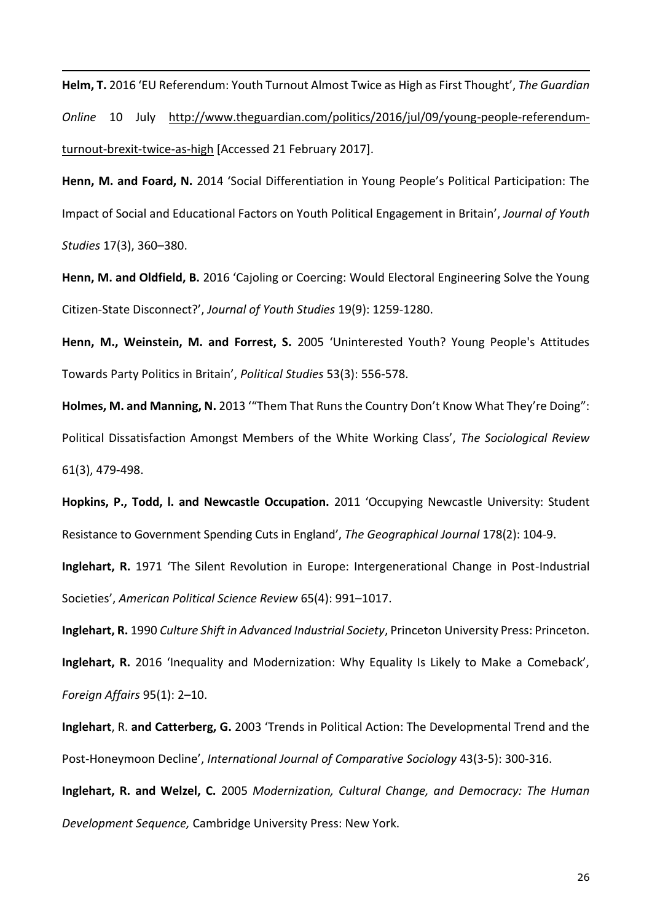**Helm, T.** 2016 'EU Referendum: Youth Turnout Almost Twice as High as First Thought', *The Guardian Online* 10 July http://www.theguardian.com/politics/2016/jul/09/young-people-referendum-turnout-brexit-twice-as-high [Accessed 21 February 2017].

**Henn, M. and Foard, N.** 2014 'Social Differentiation in Young People's Political Participation: The Impact of Social and Educational Factors on Youth Political Engagement in Britain', *Journal of Youth Studies* 17(3), 360–380.

**Henn, M. and Oldfield, B.** 2016 'Cajoling or Coercing: Would Electoral Engineering Solve the Young Citizen-State Disconnect?', *Journal of Youth Studies* 19(9): 1259-1280.

**Henn, M., Weinstein, M. and Forrest, S.** 2005 'Uninterested Youth? Young People's Attitudes Towards Party Politics in Britain', *Political Studies* 53(3): 556-578.

**Holmes, M. and Manning, N.** 2013 '"Them That Runs the Country Don't Know What They're Doing": Political Dissatisfaction Amongst Members of the White Working Class', *The Sociological Review* 61(3), 479-498.

**Hopkins, P., Todd, l. and Newcastle Occupation.** 2011 'Occupying Newcastle University: Student Resistance to Government Spending Cuts in England', *The Geographical Journal* 178(2): 104-9.

**Inglehart, R.** 1971 'The Silent Revolution in Europe: Intergenerational Change in Post-Industrial Societies', *American Political Science Review* 65(4): 991–1017.

**Inglehart, R.** 1990 *Culture Shift in Advanced Industrial Society*, Princeton University Press: Princeton.

**Inglehart, R.** 2016 'Inequality and Modernization: Why Equality Is Likely to Make a Comeback', *Foreign Affairs* 95(1): 2–10.

**Inglehart**, R. **and Catterberg, G.** 2003 'Trends in Political Action: The Developmental Trend and the Post-Honeymoon Decline', *International Journal of Comparative Sociology* 43(3-5): 300-316.

**Inglehart, R. and Welzel, C.** 2005 *Modernization, Cultural Change, and Democracy: The Human Development Sequence,* Cambridge University Press: New York.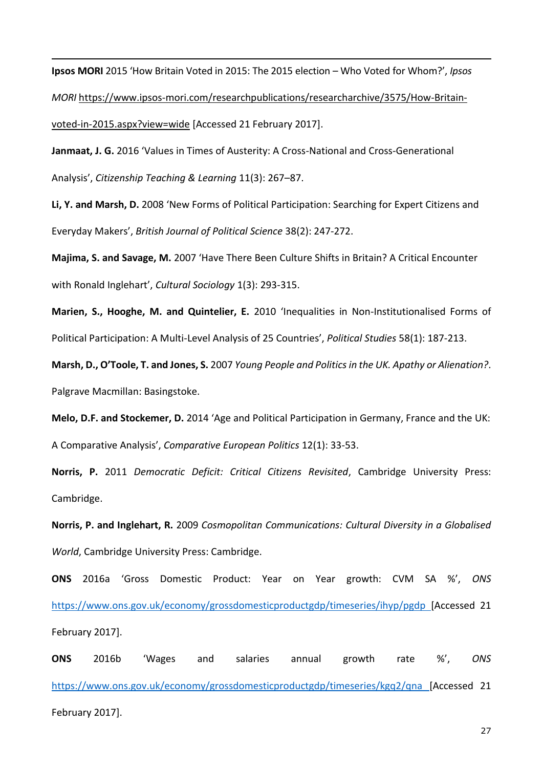**Ipsos MORI** 2015 'How Britain Voted in 2015: The 2015 election – Who Voted for Whom?', *Ipsos MORI* https://www.ipsos-mori.com/researchpublications/researcharchive/3575/How-Britain-voted-in-2015.aspx?view=wide [Accessed 21 February 2017].

**Janmaat, J. G.** 2016 'Values in Times of Austerity: A Cross-National and Cross-Generational Analysis', *Citizenship Teaching & Learning* 11(3): 267–87.

**Li, Y. and Marsh, D.** 2008 'New Forms of Political Participation: Searching for Expert Citizens and Everyday Makers', *British Journal of Political Science* 38(2): 247-272.

**Majima, S. and Savage, M.** 2007 'Have There Been Culture Shifts in Britain? A Critical Encounter with Ronald Inglehart', *Cultural Sociology* 1(3): 293-315.

**Marien, S., Hooghe, M. and Quintelier, E.** 2010 'Inequalities in Non-Institutionalised Forms of Political Participation: A Multi-Level Analysis of 25 Countries', *Political Studies* 58(1): 187-213.

**Marsh, D., O'Toole, T. and Jones, S.** 2007 *Young People and Politics in the UK. Apathy or Alienation?*. Palgrave Macmillan: Basingstoke.

**Melo, D.F. and Stockemer, D.** 2014 'Age and Political Participation in Germany, France and the UK: A Comparative Analysis', *Comparative European Politics* 12(1): 33-53.

**Norris, P.** 2011 *Democratic Deficit: Critical Citizens Revisited*, Cambridge University Press: Cambridge.

**Norris, P. and Inglehart, R.** 2009 *Cosmopolitan Communications: Cultural Diversity in a Globalised World*, Cambridge University Press: Cambridge.

**ONS** 2016a 'Gross Domestic Product: Year on Year growth: CVM SA %', *ONS* https://www.ons.gov.uk/economy/grossdomesticproductgdp/timeseries/ihyp/pgdp [Accessed 21 February 2017].

**ONS** 2016b 'Wages and salaries annual growth rate %', *ONS* https://www.ons.gov.uk/economy/grossdomesticproductgdp/timeseries/kgq2/qna [Accessed 21 February 2017].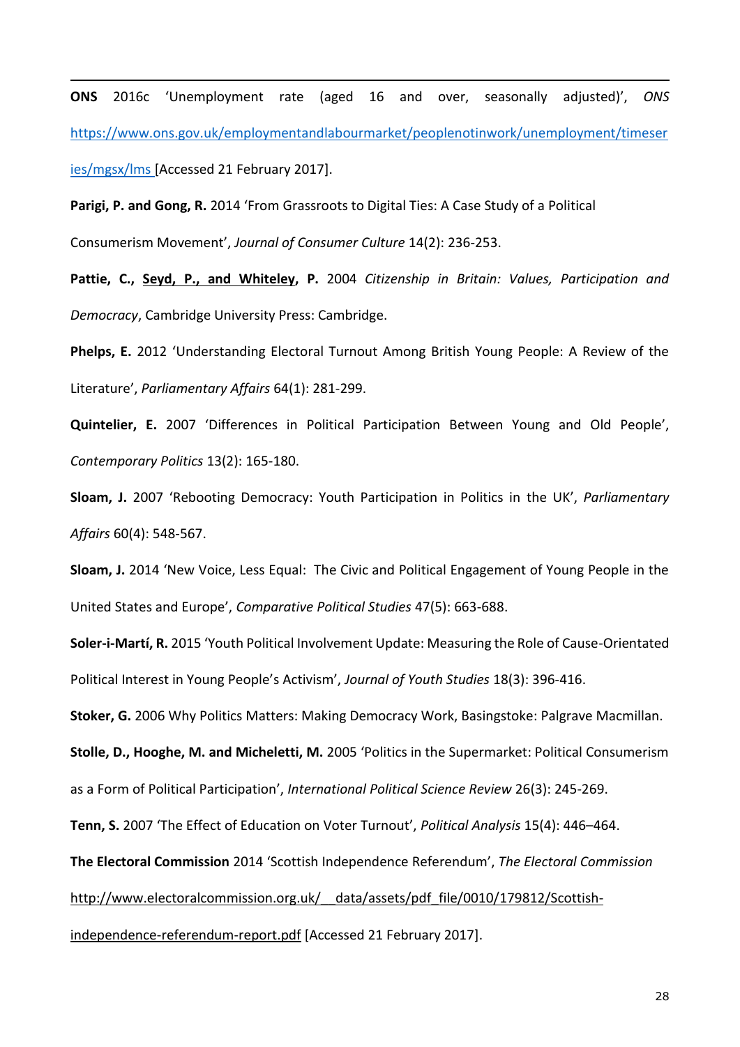**ONS** 2016c 'Unemployment rate (aged 16 and over, seasonally adjusted)', *ONS* https://www.ons.gov.uk/employmentandlabourmarket/peoplenotinwork/unemployment/timeseries/mgsx/lms [Accessed 21 February 2017].

**Parigi, P. and Gong, R.** 2014 'From Grassroots to Digital Ties: A Case Study of a Political Consumerism Movement', *Journal of Consumer Culture* 14(2): 236-253.

**Pattie, C., Seyd, P., and Whiteley, P.** 2004 *Citizenship in Britain: Values, Participation and Democracy*, Cambridge University Press: Cambridge.

**Phelps, E.** 2012 'Understanding Electoral Turnout Among British Young People: A Review of the Literature', *Parliamentary Affairs* 64(1): 281-299.

**Quintelier, E.** 2007 'Differences in Political Participation Between Young and Old People', *Contemporary Politics* 13(2): 165-180.

**Sloam, J.** 2007 'Rebooting Democracy: Youth Participation in Politics in the UK', *Parliamentary Affairs* 60(4): 548-567.

**Sloam, J.** 2014 'New Voice, Less Equal: The Civic and Political Engagement of Young People in the United States and Europe', *Comparative Political Studies* 47(5): 663-688.

**Soler-i-Martí, R.** 2015 'Youth Political Involvement Update: Measuring the Role of Cause-Orientated Political Interest in Young People's Activism', *Journal of Youth Studies* 18(3): 396-416.

**Stoker, G.** 2006 Why Politics Matters: Making Democracy Work, Basingstoke: Palgrave Macmillan.

**Stolle, D., Hooghe, M. and Micheletti, M.** 2005 'Politics in the Supermarket: Political Consumerism as a Form of Political Participation', *International Political Science Review* 26(3): 245-269.

**Tenn, S.** 2007 'The Effect of Education on Voter Turnout', *Political Analysis* 15(4): 446–464.

**The Electoral Commission** 2014 'Scottish Independence Referendum', *The Electoral Commission* http://www.electoralcommission.org.uk/__data/assets/pdf_file/0010/179812/Scottish-independence-referendum-report.pdf [Accessed 21 February 2017].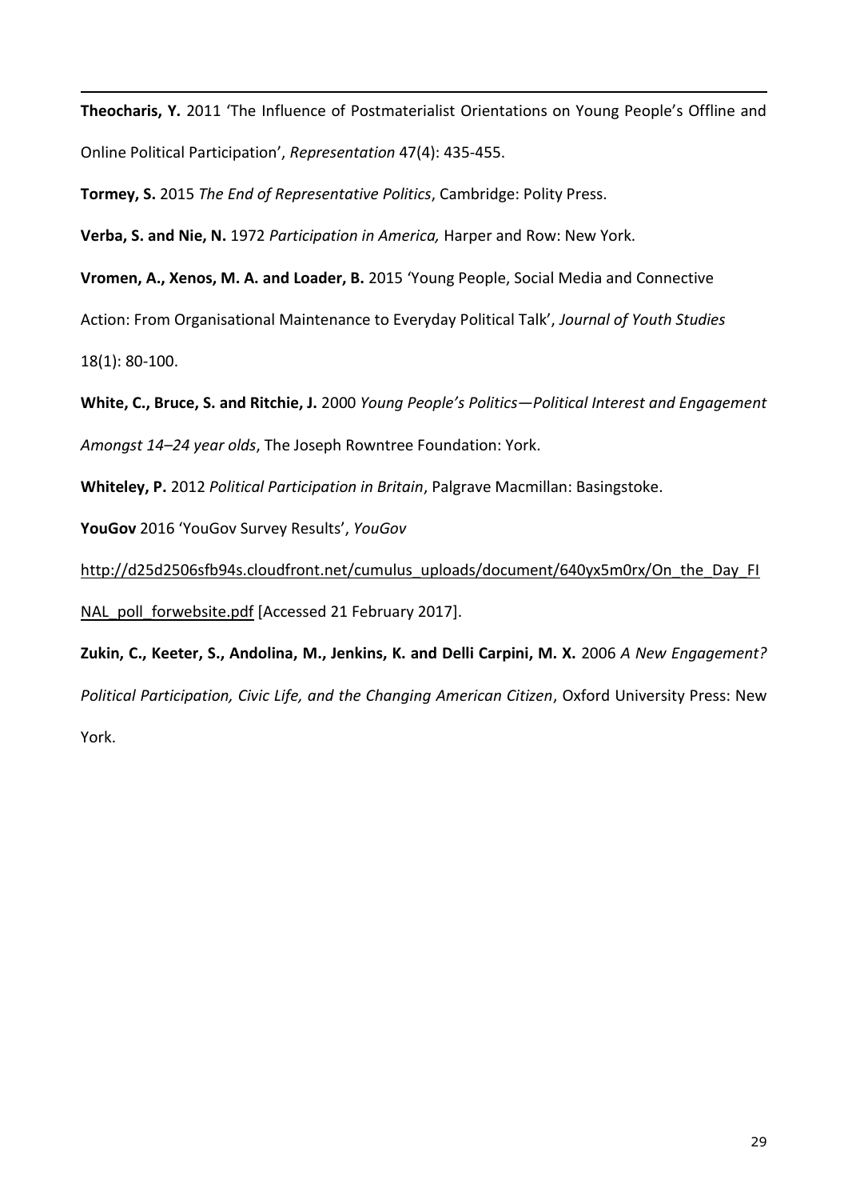**Theocharis, Y.** 2011 'The Influence of Postmaterialist Orientations on Young People's Offline and Online Political Participation', *Representation* 47(4): 435-455.

**Tormey, S.** 2015 *The End of Representative Politics*, Cambridge: Polity Press.

**Verba, S. and Nie, N.** 1972 *Participation in America,* Harper and Row: New York.

**Vromen, A., Xenos, M. A. and Loader, B.** 2015 'Young People, Social Media and Connective Action: From Organisational Maintenance to Everyday Political Talk', *Journal of Youth Studies* 18(1): 80-100.

**White, C., Bruce, S. and Ritchie, J.** 2000 *Young People's Politics—Political Interest and Engagement Amongst 14–24 year olds*, The Joseph Rowntree Foundation: York.

**Whiteley, P.** 2012 *Political Participation in Britain*, Palgrave Macmillan: Basingstoke.

**YouGov** 2016 'YouGov Survey Results', *YouGov* http://d25d2506sfb94s.cloudfront.net/cumulus_uploads/document/640yx5m0rx/On_the_Day_FINAL_poll_forwebsite.pdf [Accessed 21 February 2017].

**Zukin, C., Keeter, S., Andolina, M., Jenkins, K. and Delli Carpini, M. X.** 2006 *A New Engagement? Political Participation, Civic Life, and the Changing American Citizen*, Oxford University Press: New York.